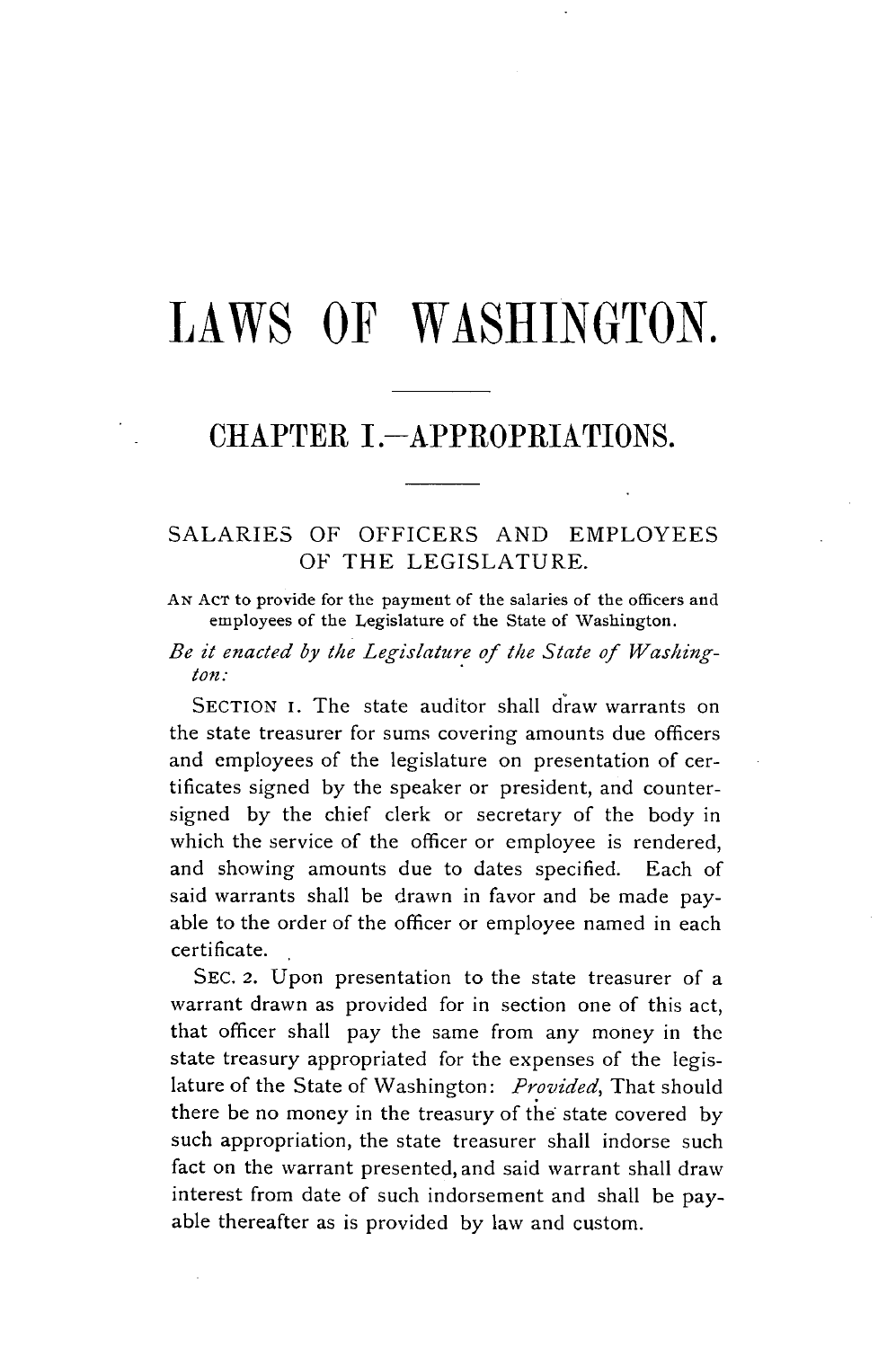# LAWS OF WASHINGTON.

## CHAPTER I.—APPROPRIATIONS.

### SALARIES OF OFFICERS AND EMPLOYEES OF THE LEGISLATURE.

AN ACT to provide for the payment of the salaries of the officers and employees of the Legislature of the State of Washington.

*Be it enacted by the Legislature of the State of Washington:*

SECTION 1. The state auditor shall draw warrants on the state treasurer for sums covering amounts due officers and employees of the legislature on presentation of certificates signed by the speaker or president, and countersigned by the chief clerk or secretary of the body in which the service of the officer or employee is rendered, and showing amounts due to dates specified. Each of said warrants shall be drawn in favor and be made payable to the order of the officer or employee named in each certificate.

SEC. 2. Upon presentation to the state treasurer of a warrant drawn as provided for in section one of this act, that officer shall pay the same from any money in the state treasury appropriated for the expenses of the legislature of the State of Washington: *Provided*, That should there be no money in the treasury of the state covered by such appropriation, the state treasurer shall indorse such fact on the warrant presented, and said warrant shall draw interest from date of such indorsement and shall be payable thereafter as is provided by law and custom.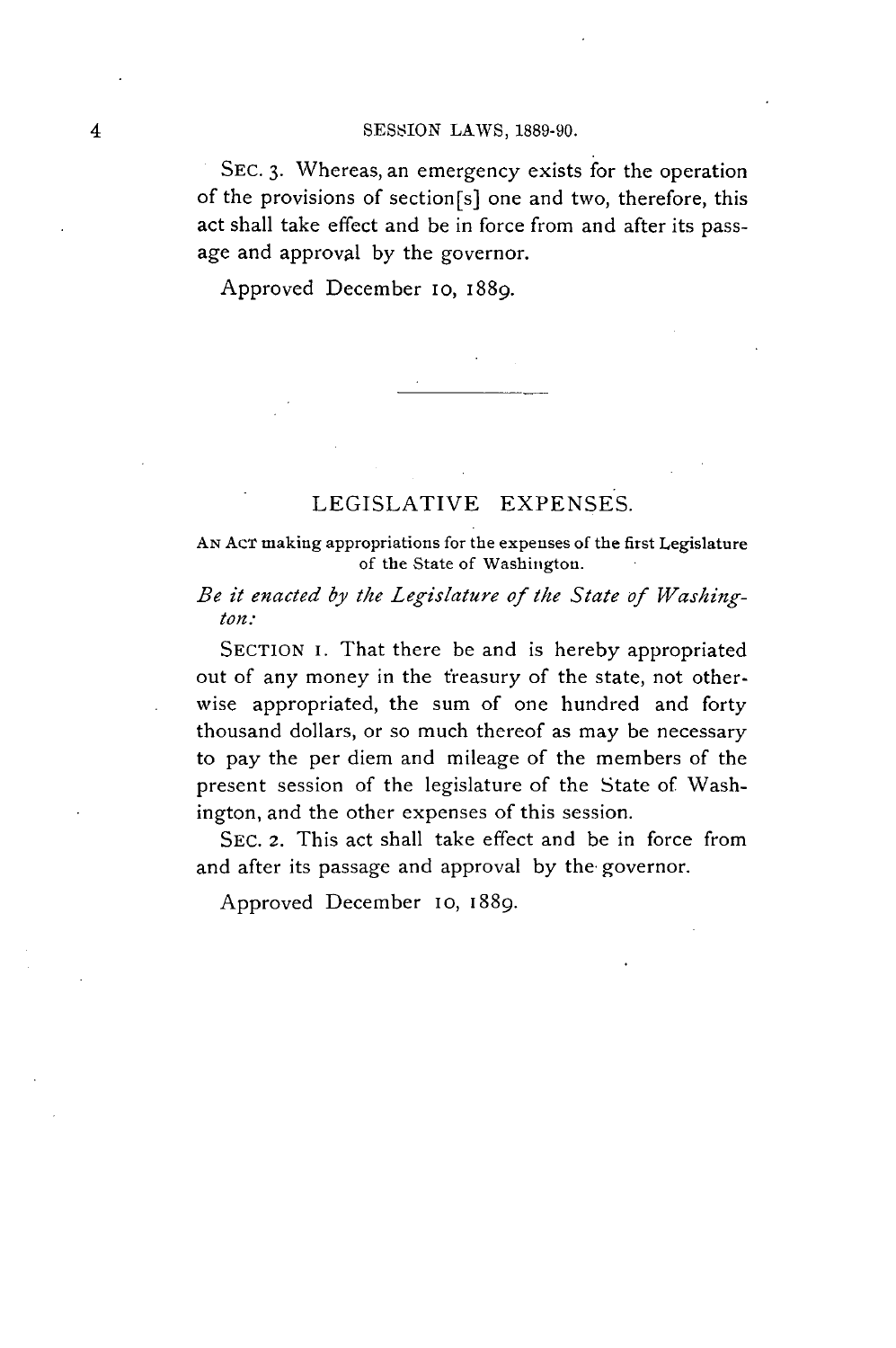SEC. 3. Whereas, an emergency exists for the operation of the provisions of section[s] one and two, therefore, this act shall take effect and be in force from and after its passage and approval by the governor.

Approved December 10, 1889.

---

## LEGISLATIVE EXPENSES.

AN ACT making appropriations for the expenses of the first Legislature of the State of Washington.

*Be it enacted by the Legislature of the State of Washington:*

SECTION 1. That there be and is hereby appropriated out of any money in the treasury of the state, not otherwise appropriated, the sum of one hundred and forty thousand dollars, or so much thereof as may be necessary to pay the per diem and mileage of the members of the present session of the legislature of the State of Washington, and the other expenses of this session.

SEC. 2. This act shall take effect and be in force from and after its passage and approval by the governor.

Approved December 10, 1889.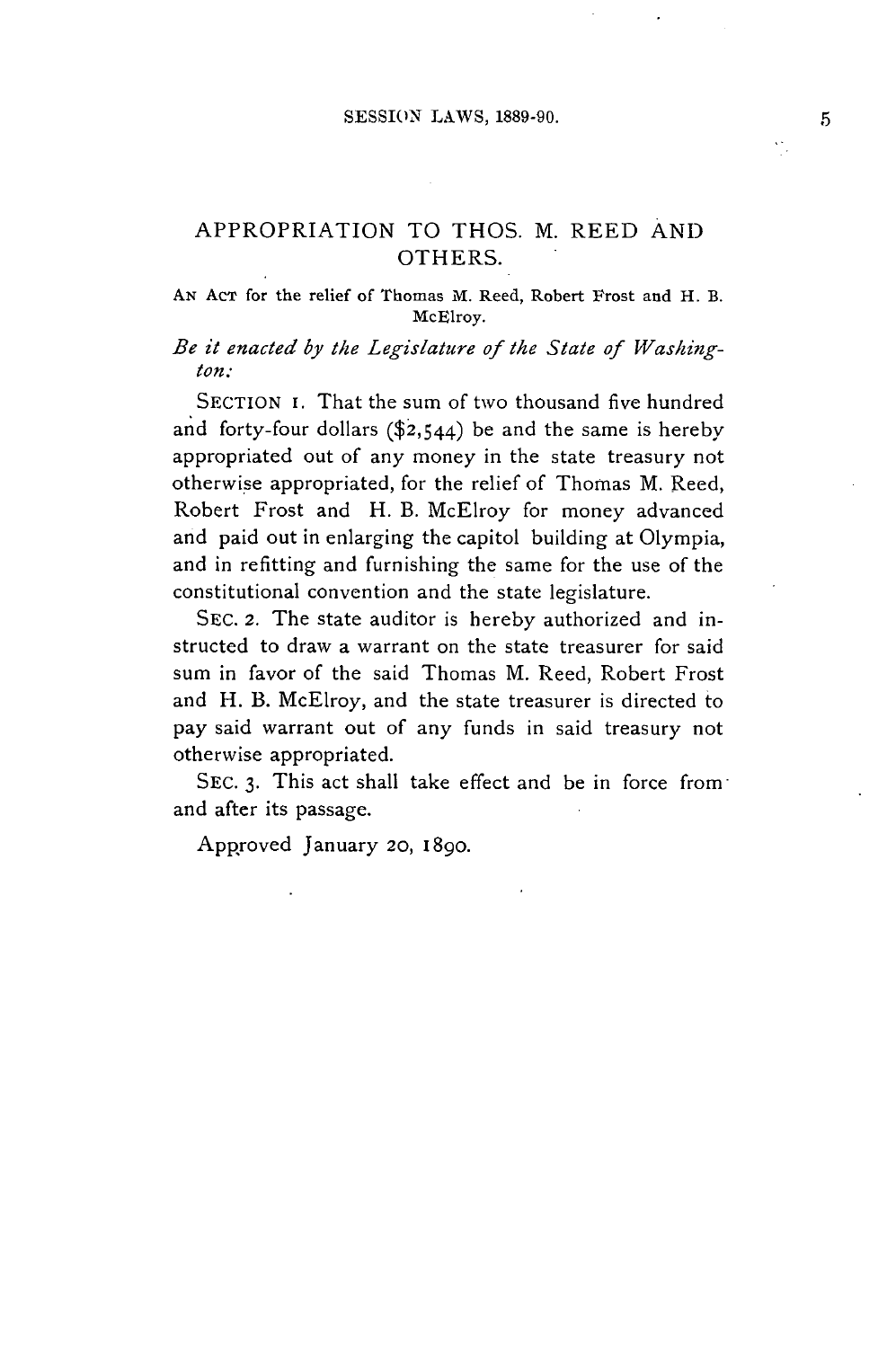## APPROPRIATION TO THOS. M. REED AND OTHERS.

AN ACT for the relief of Thomas M. Reed, Robert Frost and H. B. McElroy.

*Be it enacted by the Legislature of the State of Washington:*

SECTION 1. That the sum of two thousand five hundred and forty-four dollars ($2,544) be and the same is hereby appropriated out of any money in the state treasury not otherwise appropriated, for the relief of Thomas M. Reed, Robert Frost and H. B. McElroy for money advanced and paid out in enlarging the capitol building at Olympia, and in refitting and furnishing the same for the use of the constitutional convention and the state legislature.

SEC. 2. The state auditor is hereby authorized and instructed to draw a warrant on the state treasurer for said sum in favor of the said Thomas M. Reed, Robert Frost and H. B. McElroy, and the state treasurer is directed to pay said warrant out of any funds in said treasury not otherwise appropriated.

SEC. 3. This act shall take effect and be in force from and after its passage.

Approved January 20, 1890.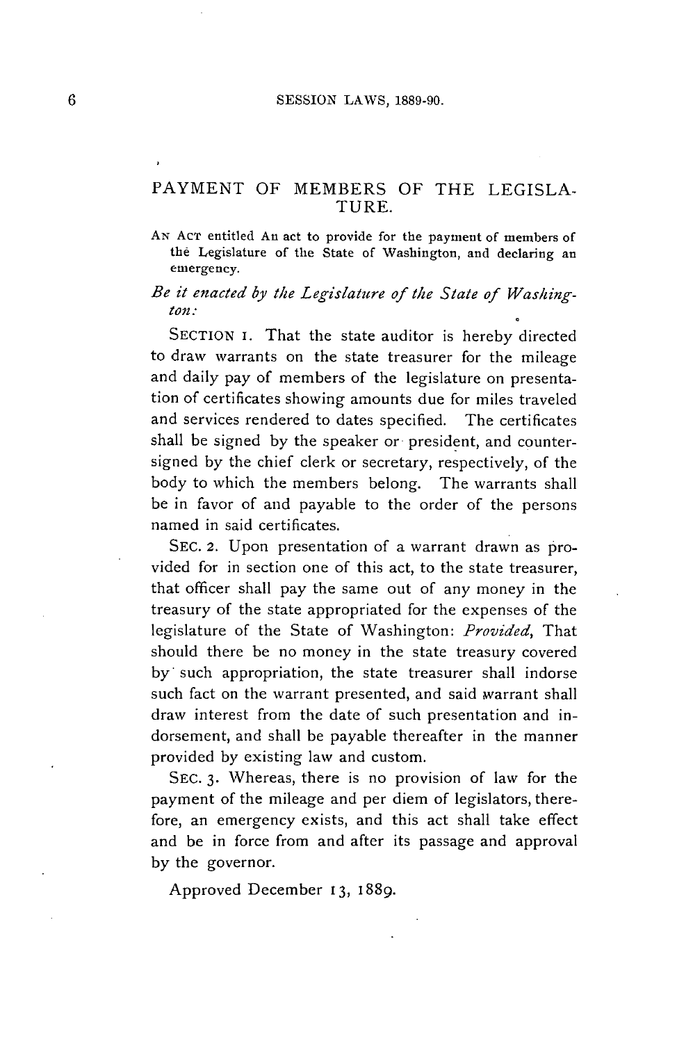## PAYMENT OF MEMBERS OF THE LEGISLATURE.

AN ACT entitled An act to provide for the payment of members of the Legislature of the State of Washington, and declaring an emergency.

*Be it enacted by the Legislature of the State of Washington:*

SECTION 1. That the state auditor is hereby directed to draw warrants on the state treasurer for the mileage and daily pay of members of the legislature on presentation of certificates showing amounts due for miles traveled and services rendered to dates specified. The certificates shall be signed by the speaker or president, and countersigned by the chief clerk or secretary, respectively, of the body to which the members belong. The warrants shall be in favor of and payable to the order of the persons named in said certificates.

SEC. 2. Upon presentation of a warrant drawn as provided for in section one of this act, to the state treasurer, that officer shall pay the same out of any money in the treasury of the state appropriated for the expenses of the legislature of the State of Washington: *Provided,* That should there be no money in the state treasury covered by such appropriation, the state treasurer shall indorse such fact on the warrant presented, and said warrant shall draw interest from the date of such presentation and indorsement, and shall be payable thereafter in the manner provided by existing law and custom.

SEC. 3. Whereas, there is no provision of law for the payment of the mileage and per diem of legislators, therefore, an emergency exists, and this act shall take effect and be in force from and after its passage and approval by the governor.

Approved December 13, 1889.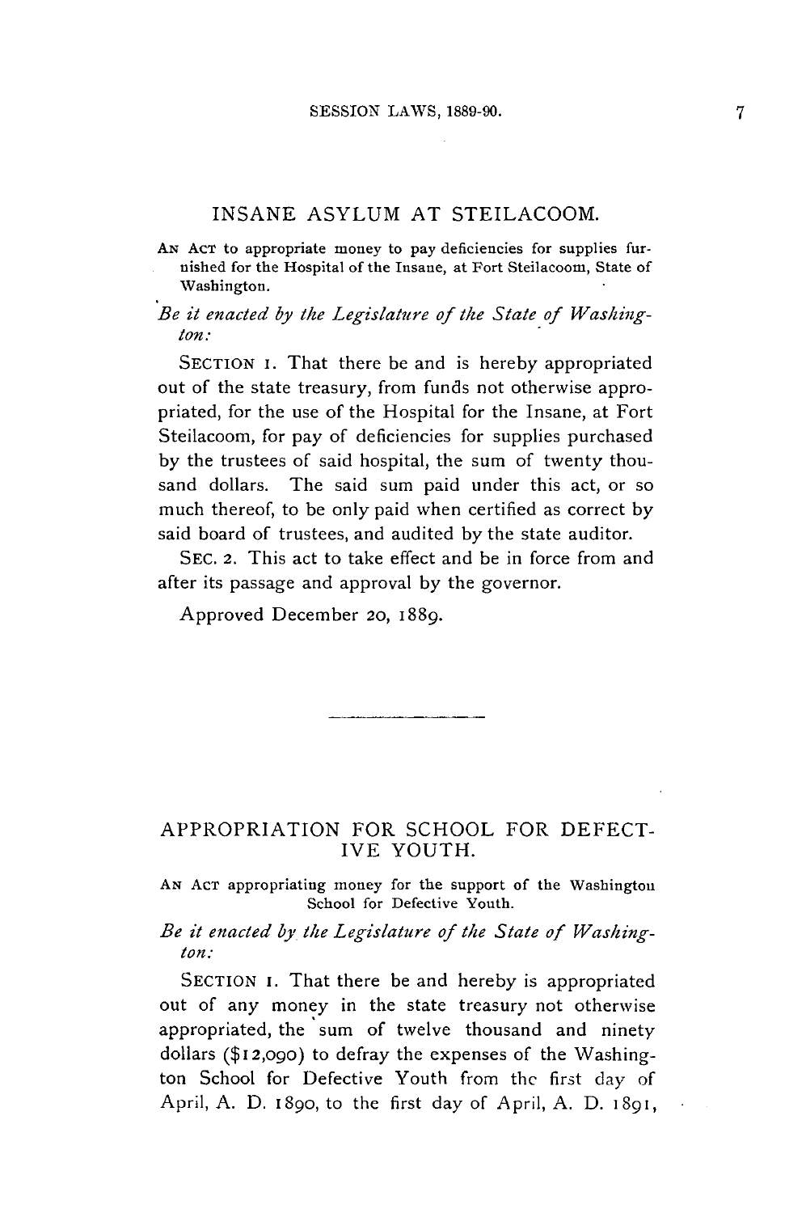## INSANE ASYLUM AT STEILACOOM.

AN ACT to appropriate money to pay deficiencies for supplies furnished for the Hospital of the Insane, at Fort Steilacoom, State of Washington.

*Be it enacted by the Legislature of the State of Washington:*

SECTION 1. That there be and is hereby appropriated out of the state treasury, from funds not otherwise appropriated, for the use of the Hospital for the Insane, at Fort Steilacoom, for pay of deficiencies for supplies purchased by the trustees of said hospital, the sum of twenty thousand dollars. The said sum paid under this act, or so much thereof, to be only paid when certified as correct by said board of trustees, and audited by the state auditor.

SEC. 2. This act to take effect and be in force from and after its passage and approval by the governor.

Approved December 20, 1889.

---

## APPROPRIATION FOR SCHOOL FOR DEFECTIVE YOUTH.

AN ACT appropriating money for the support of the Washington School for Defective Youth.

*Be it enacted by the Legislature of the State of Washington:*

SECTION 1. That there be and hereby is appropriated out of any money in the state treasury not otherwise appropriated, the sum of twelve thousand and ninety dollars ($12,090) to defray the expenses of the Washington School for Defective Youth from the first day of April, A. D. 1890, to the first day of April, A. D. 1891,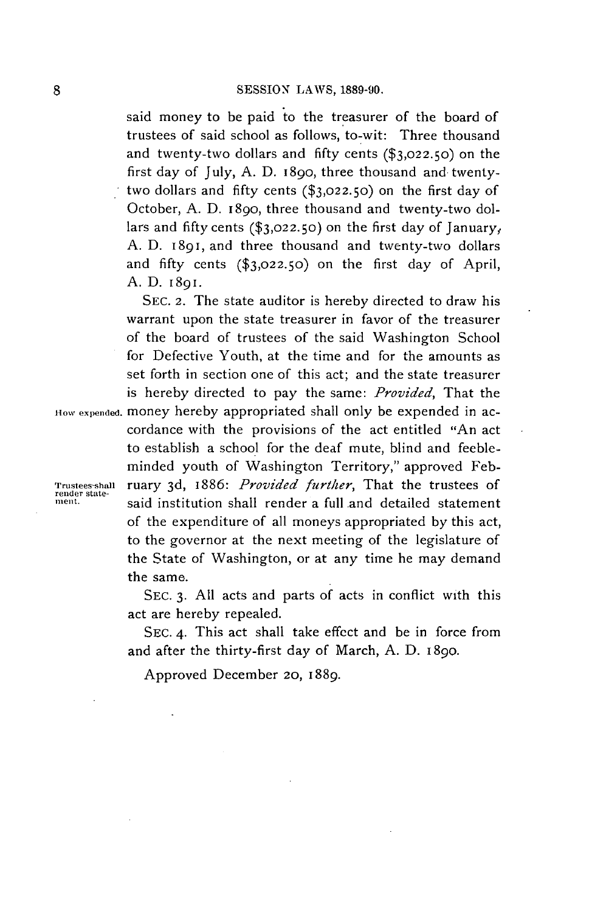said money to be paid to the treasurer of the board of trustees of said school as follows, to-wit: Three thousand and twenty-two dollars and fifty cents ($3,022.50) on the first day of July, A. D. 1890, three thousand and twenty-two dollars and fifty cents ($3,022.50) on the first day of October, A. D. 1890, three thousand and twenty-two dollars and fifty cents ($3,022.50) on the first day of January, A. D. 1891, and three thousand and twenty-two dollars and fifty cents ($3,022.50) on the first day of April, A. D. 1891.

SEC. 2. The state auditor is hereby directed to draw his warrant upon the state treasurer in favor of the treasurer of the board of trustees of the said Washington School for Defective Youth, at the time and for the amounts as set forth in section one of this act; and the state treasurer is hereby directed to pay the same: *Provided*, That the money hereby appropriated shall only be expended in accordance with the provisions of the act entitled "An act to establish a school for the deaf mute, blind and feeble-minded youth of Washington Territory," approved February 3d, 1886: *Provided further*, That the trustees of said institution shall render a full and detailed statement of the expenditure of all moneys appropriated by this act, to the governor at the next meeting of the legislature of the State of Washington, or at any time he may demand the same.

How expended.

Trustees shall render statement.

SEC. 3. All acts and parts of acts in conflict with this act are hereby repealed.

SEC. 4. This act shall take effect and be in force from and after the thirty-first day of March, A. D. 1890.

Approved December 20, 1889.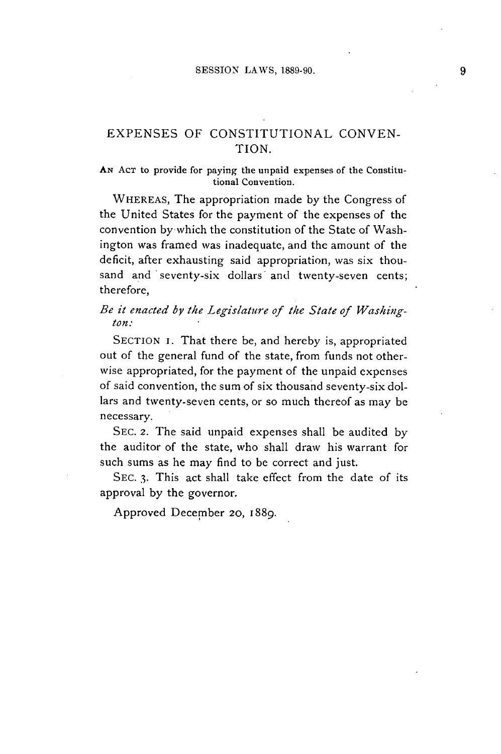## EXPENSES OF CONSTITUTIONAL CONVENTION.

AN ACT to provide for paying the unpaid expenses of the Constitutional Convention.

WHEREAS, The appropriation made by the Congress of the United States for the payment of the expenses of the convention by which the constitution of the State of Washington was framed was inadequate, and the amount of the deficit, after exhausting said appropriation, was six thousand and seventy-six dollars and twenty-seven cents; therefore,

*Be it enacted by the Legislature of the State of Washington:*

SECTION 1. That there be, and hereby is, appropriated out of the general fund of the state, from funds not otherwise appropriated, for the payment of the unpaid expenses of said convention, the sum of six thousand seventy-six dollars and twenty-seven cents, or so much thereof as may be necessary.

SEC. 2. The said unpaid expenses shall be audited by the auditor of the state, who shall draw his warrant for such sums as he may find to be correct and just.

SEC. 3. This act shall take effect from the date of its approval by the governor.

Approved December 20, 1889.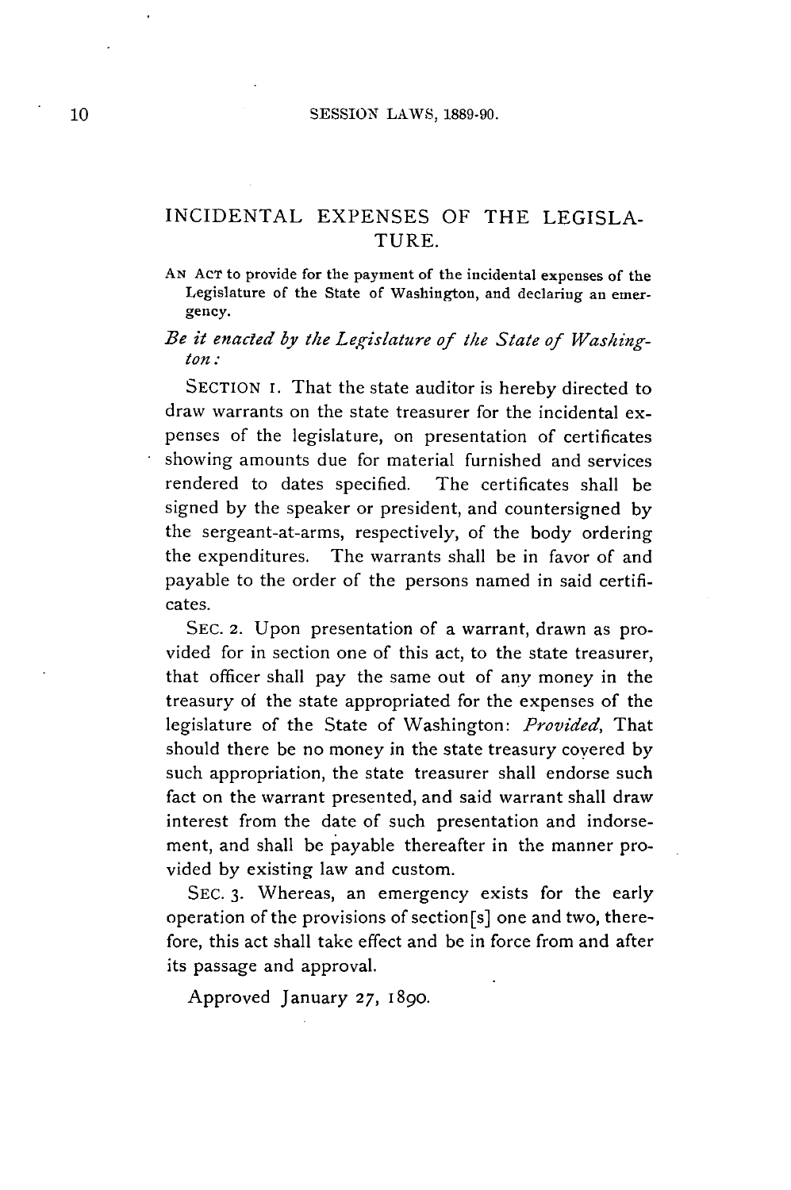## INCIDENTAL EXPENSES OF THE LEGISLATURE.

AN ACT to provide for the payment of the incidental expenses of the Legislature of the State of Washington, and declaring an emergency.

*Be it enacted by the Legislature of the State of Washington:*

SECTION 1. That the state auditor is hereby directed to draw warrants on the state treasurer for the incidental expenses of the legislature, on presentation of certificates showing amounts due for material furnished and services rendered to dates specified. The certificates shall be signed by the speaker or president, and countersigned by the sergeant-at-arms, respectively, of the body ordering the expenditures. The warrants shall be in favor of and payable to the order of the persons named in said certificates.

SEC. 2. Upon presentation of a warrant, drawn as provided for in section one of this act, to the state treasurer, that officer shall pay the same out of any money in the treasury of the state appropriated for the expenses of the legislature of the State of Washington: *Provided*, That should there be no money in the state treasury covered by such appropriation, the state treasurer shall endorse such fact on the warrant presented, and said warrant shall draw interest from the date of such presentation and indorsement, and shall be payable thereafter in the manner provided by existing law and custom.

SEC. 3. Whereas, an emergency exists for the early operation of the provisions of section[s] one and two, therefore, this act shall take effect and be in force from and after its passage and approval.

Approved January 27, 1890.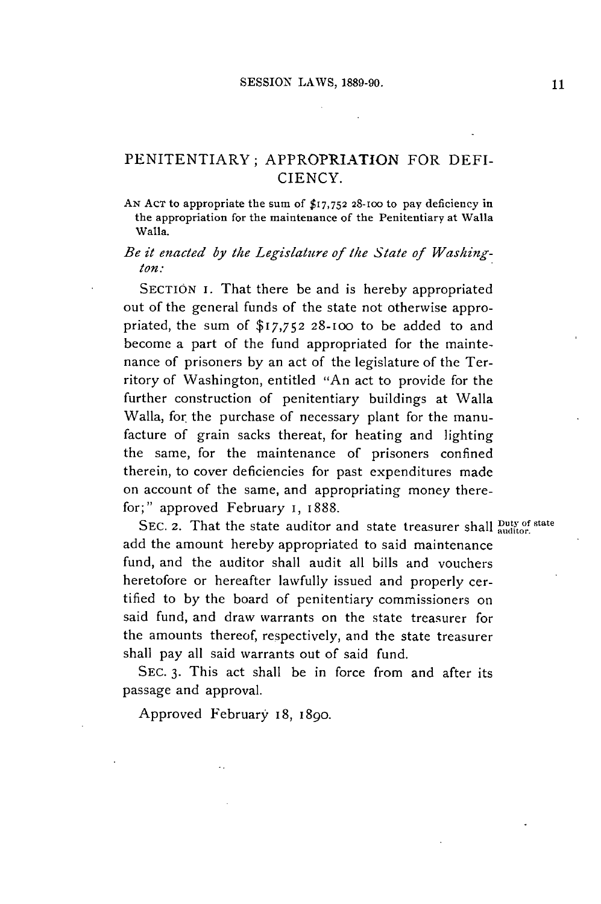## PENITENTIARY; APPROPRIATION FOR DEFICIENCY.

AN ACT to appropriate the sum of $17,752 28-100 to pay deficiency in the appropriation for the maintenance of the Penitentiary at Walla Walla.

*Be it enacted by the Legislature of the State of Washington:*

SECTION 1. That there be and is hereby appropriated out of the general funds of the state not otherwise appropriated, the sum of $17,752 28-100 to be added to and become a part of the fund appropriated for the maintenance of prisoners by an act of the legislature of the Territory of Washington, entitled "An act to provide for the further construction of penitentiary buildings at Walla Walla, for the purchase of necessary plant for the manufacture of grain sacks thereat, for heating and lighting the same, for the maintenance of prisoners confined therein, to cover deficiencies for past expenditures made on account of the same, and appropriating money therefor;" approved February 1, 1888.

Duty of state auditor.

SEC. 2. That the state auditor and state treasurer shall add the amount hereby appropriated to said maintenance fund, and the auditor shall audit all bills and vouchers heretofore or hereafter lawfully issued and properly certified to by the board of penitentiary commissioners on said fund, and draw warrants on the state treasurer for the amounts thereof, respectively, and the state treasurer shall pay all said warrants out of said fund.

SEC. 3. This act shall be in force from and after its passage and approval.

Approved February 18, 1890.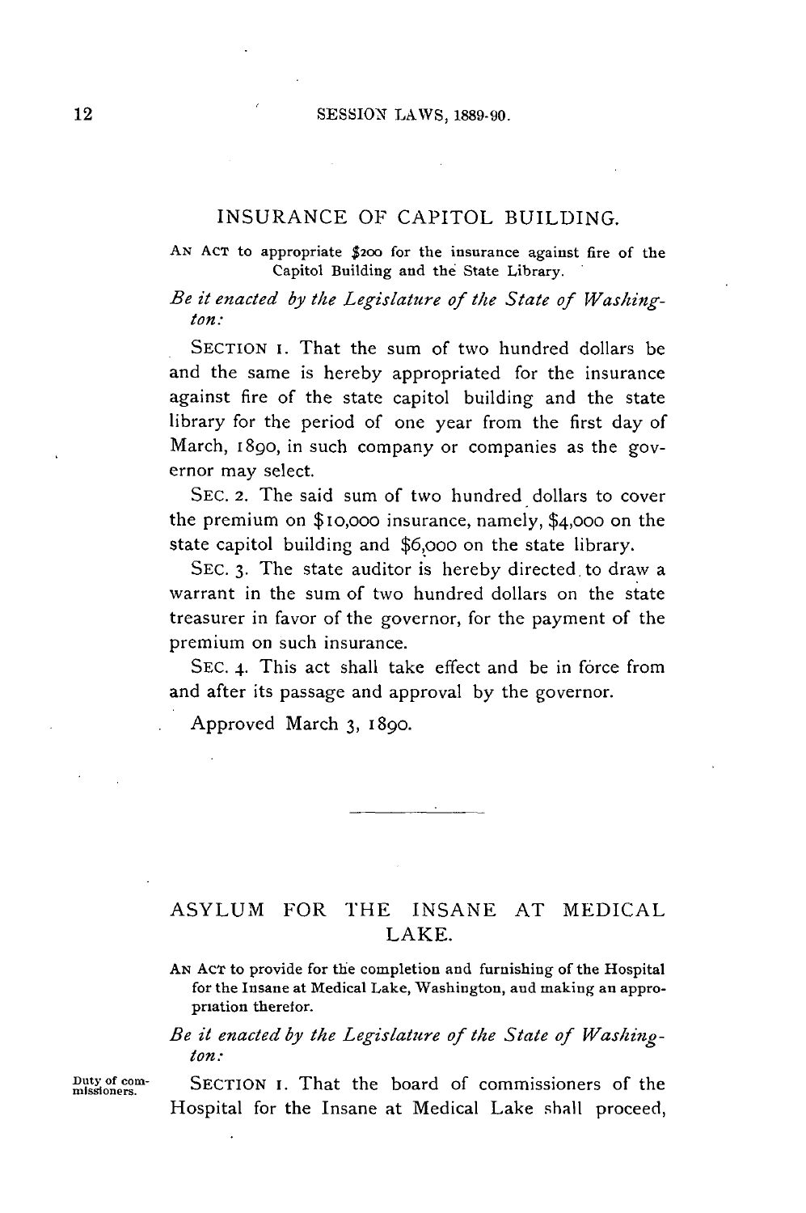## INSURANCE OF CAPITOL BUILDING.

AN ACT to appropriate $200 for the insurance against fire of the Capitol Building and the State Library.

*Be it enacted by the Legislature of the State of Washington:*

SECTION 1. That the sum of two hundred dollars be and the same is hereby appropriated for the insurance against fire of the state capitol building and the state library for the period of one year from the first day of March, 1890, in such company or companies as the governor may select.

SEC. 2. The said sum of two hundred dollars to cover the premium on $10,000 insurance, namely, $4,000 on the state capitol building and $6,000 on the state library.

SEC. 3. The state auditor is hereby directed to draw a warrant in the sum of two hundred dollars on the state treasurer in favor of the governor, for the payment of the premium on such insurance.

SEC. 4. This act shall take effect and be in force from and after its passage and approval by the governor.

Approved March 3, 1890.

---

## ASYLUM FOR THE INSANE AT MEDICAL LAKE.

AN ACT to provide for the completion and furnishing of the Hospital for the Insane at Medical Lake, Washington, and making an appropriation therefor.

*Be it enacted by the Legislature of the State of Washington:*

Duty of commissioners.

SECTION 1. That the board of commissioners of the Hospital for the Insane at Medical Lake shall proceed,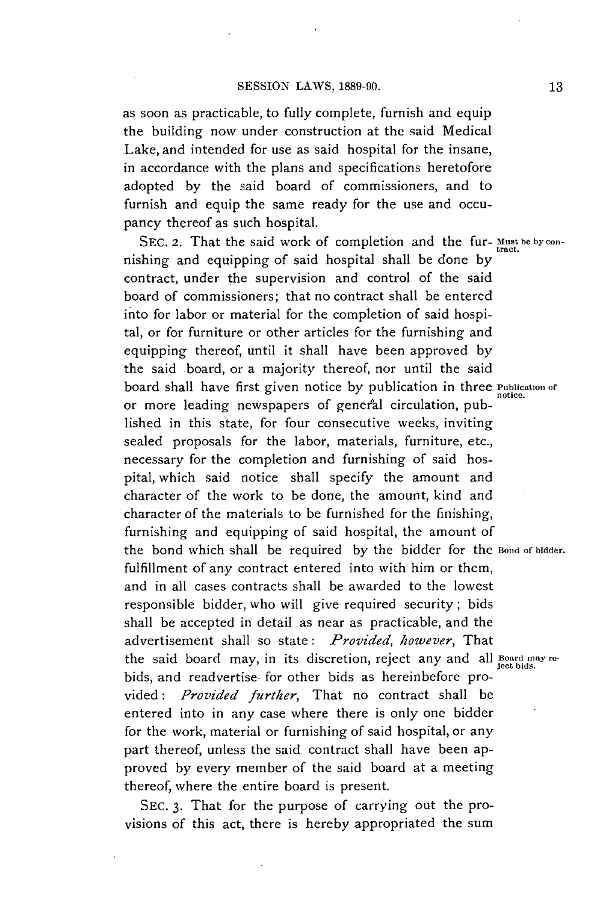as soon as practicable, to fully complete, furnish and equip the building now under construction at the said Medical Lake, and intended for use as said hospital for the insane, in accordance with the plans and specifications heretofore adopted by the said board of commissioners, and to furnish and equip the same ready for the use and occupancy thereof as such hospital.

Must be by contract.

SEC. 2. That the said work of completion and the furnishing and equipping of said hospital shall be done by contract, under the supervision and control of the said board of commissioners; that no contract shall be entered into for labor or material for the completion of said hospital, or for furniture or other articles for the furnishing and equipping thereof, until it shall have been approved by the said board, or a majority thereof, nor until the said board shall have first given notice by publication in three or more leading newspapers of general circulation, published in this state, for four consecutive weeks, inviting sealed proposals for the labor, materials, furniture, etc., necessary for the completion and furnishing of said hospital, which said notice shall specify the amount and character of the work to be done, the amount, kind and character of the materials to be furnished for the finishing, furnishing and equipping of said hospital, the amount of the bond which shall be required by the bidder for the fulfillment of any contract entered into with him or them, and in all cases contracts shall be awarded to the lowest responsible bidder, who will give required security; bids shall be accepted in detail as near as practicable, and the advertisement shall so state: *Provided, however*, That the said board may, in its discretion, reject any and all bids, and readvertise for other bids as hereinbefore provided: *Provided further*, That no contract shall be entered into in any case where there is only one bidder for the work, material or furnishing of said hospital, or any part thereof, unless the said contract shall have been approved by every member of the said board at a meeting thereof, where the entire board is present.

Publication of notice.

Bond of bidder.

Board may reject bids.

SEC. 3. That for the purpose of carrying out the provisions of this act, there is hereby appropriated the sum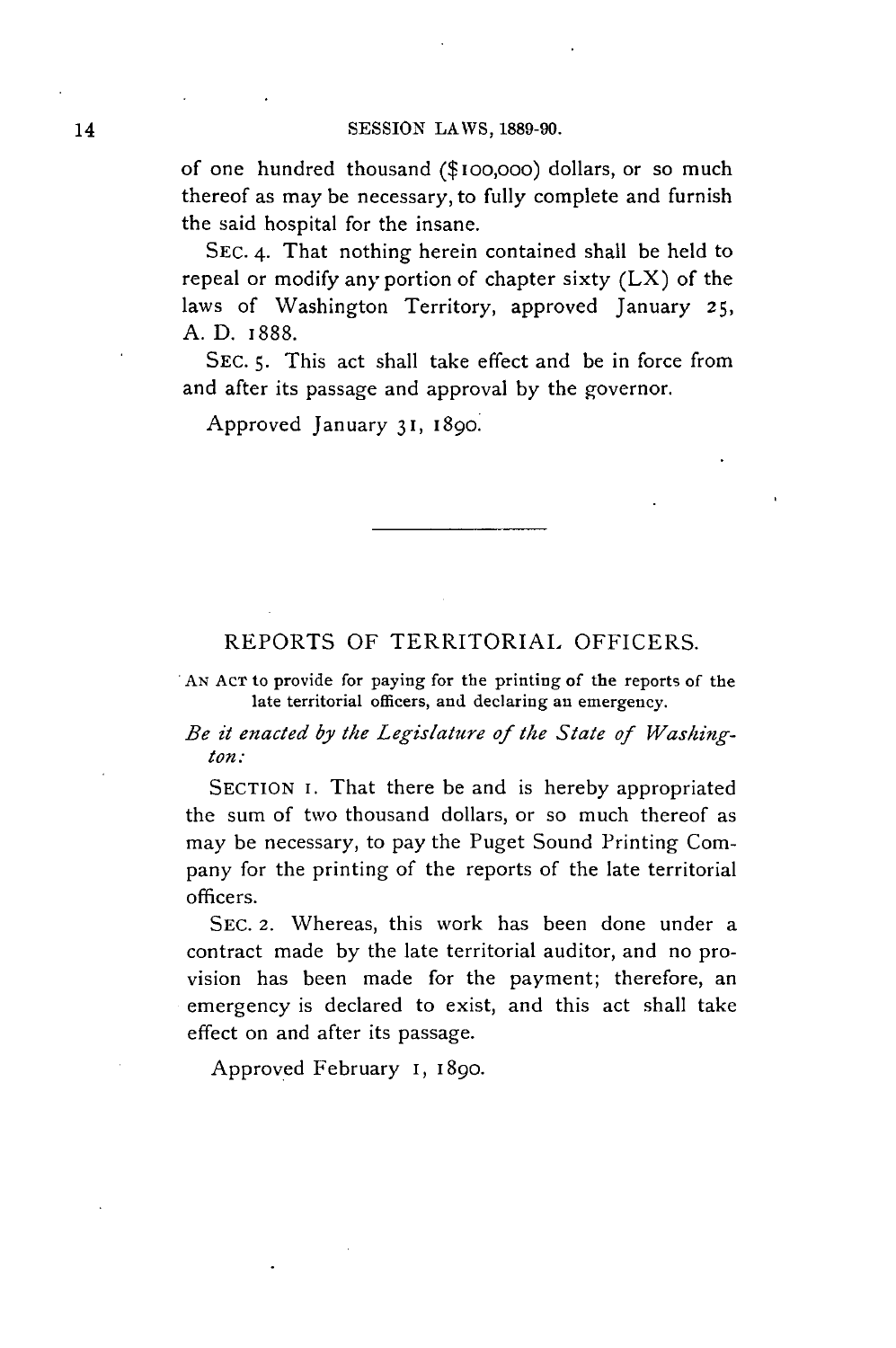of one hundred thousand ($100,000) dollars, or so much thereof as may be necessary, to fully complete and furnish the said hospital for the insane.

SEC. 4. That nothing herein contained shall be held to repeal or modify any portion of chapter sixty (LX) of the laws of Washington Territory, approved January 25, A. D. 1888.

SEC. 5. This act shall take effect and be in force from and after its passage and approval by the governor.

Approved January 31, 1890.

---

## REPORTS OF TERRITORIAL OFFICERS.

AN ACT to provide for paying for the printing of the reports of the late territorial officers, and declaring an emergency.

*Be it enacted by the Legislature of the State of Washington:*

SECTION 1. That there be and is hereby appropriated the sum of two thousand dollars, or so much thereof as may be necessary, to pay the Puget Sound Printing Company for the printing of the reports of the late territorial officers.

SEC. 2. Whereas, this work has been done under a contract made by the late territorial auditor, and no provision has been made for the payment; therefore, an emergency is declared to exist, and this act shall take effect on and after its passage.

Approved February 1, 1890.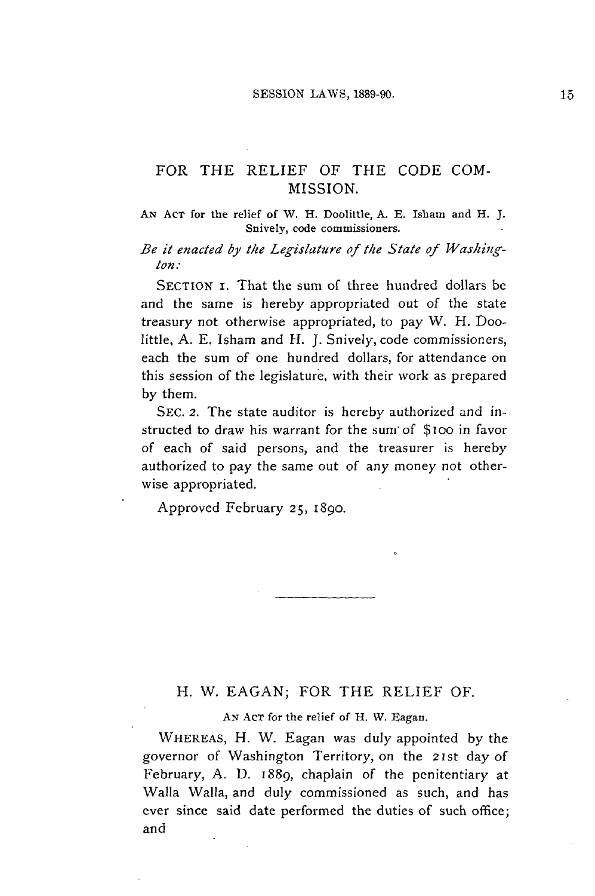## FOR THE RELIEF OF THE CODE COMMISSION.

AN ACT for the relief of W. H. Doolittle, A. E. Isham and H. J. Snively, code commissioners.

*Be it enacted by the Legislature of the State of Washington:*

SECTION 1. That the sum of three hundred dollars be and the same is hereby appropriated out of the state treasury not otherwise appropriated, to pay W. H. Doolittle, A. E. Isham and H. J. Snively, code commissioners, each the sum of one hundred dollars, for attendance on this session of the legislature, with their work as prepared by them.

SEC. 2. The state auditor is hereby authorized and instructed to draw his warrant for the sum of $100 in favor of each of said persons, and the treasurer is hereby authorized to pay the same out of any money not otherwise appropriated.

Approved February 25, 1890.

---

## H. W. EAGAN; FOR THE RELIEF OF.

AN ACT for the relief of H. W. Eagan.

WHEREAS, H. W. Eagan was duly appointed by the governor of Washington Territory, on the 21st day of February, A. D. 1889, chaplain of the penitentiary at Walla Walla, and duly commissioned as such, and has ever since said date performed the duties of such office; and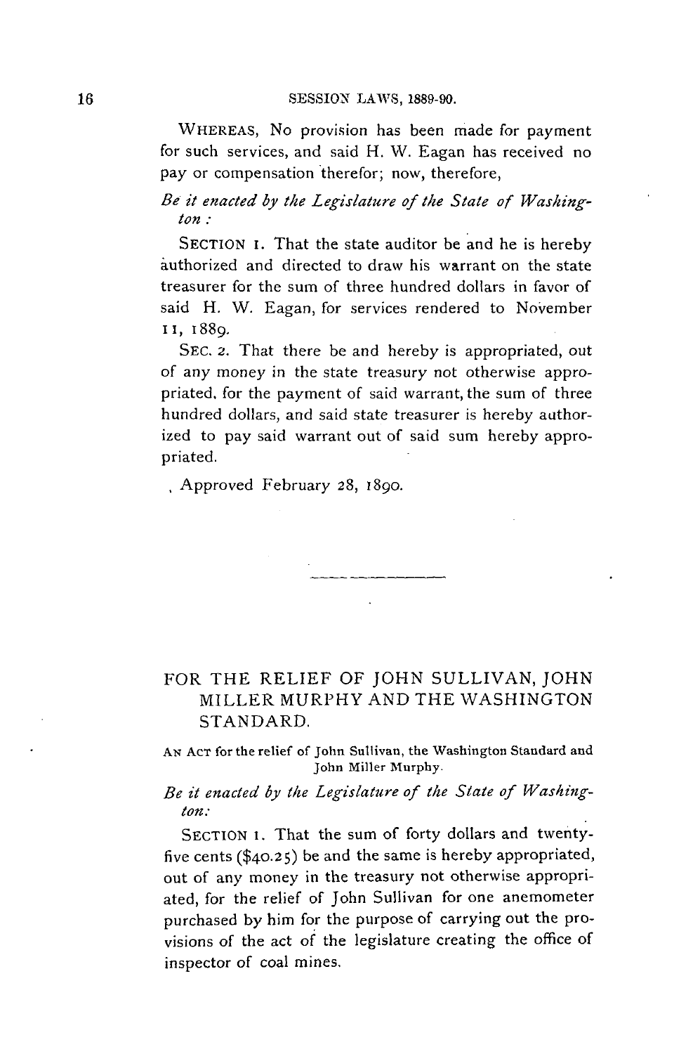WHEREAS, No provision has been made for payment for such services, and said H. W. Eagan has received no pay or compensation therefor; now, therefore,

*Be it enacted by the Legislature of the State of Washington:*

SECTION 1. That the state auditor be and he is hereby authorized and directed to draw his warrant on the state treasurer for the sum of three hundred dollars in favor of said H. W. Eagan, for services rendered to November 11, 1889.

SEC. 2. That there be and hereby is appropriated, out of any money in the state treasury not otherwise appropriated, for the payment of said warrant, the sum of three hundred dollars, and said state treasurer is hereby authorized to pay said warrant out of said sum hereby appropriated.

Approved February 28, 1890.

---

## FOR THE RELIEF OF JOHN SULLIVAN, JOHN MILLER MURPHY AND THE WASHINGTON STANDARD.

AN ACT for the relief of John Sullivan, the Washington Standard and John Miller Murphy.

*Be it enacted by the Legislature of the State of Washington:*

SECTION 1. That the sum of forty dollars and twenty-five cents ($40.25) be and the same is hereby appropriated, out of any money in the treasury not otherwise appropriated, for the relief of John Sullivan for one anemometer purchased by him for the purpose of carrying out the provisions of the act of the legislature creating the office of inspector of coal mines.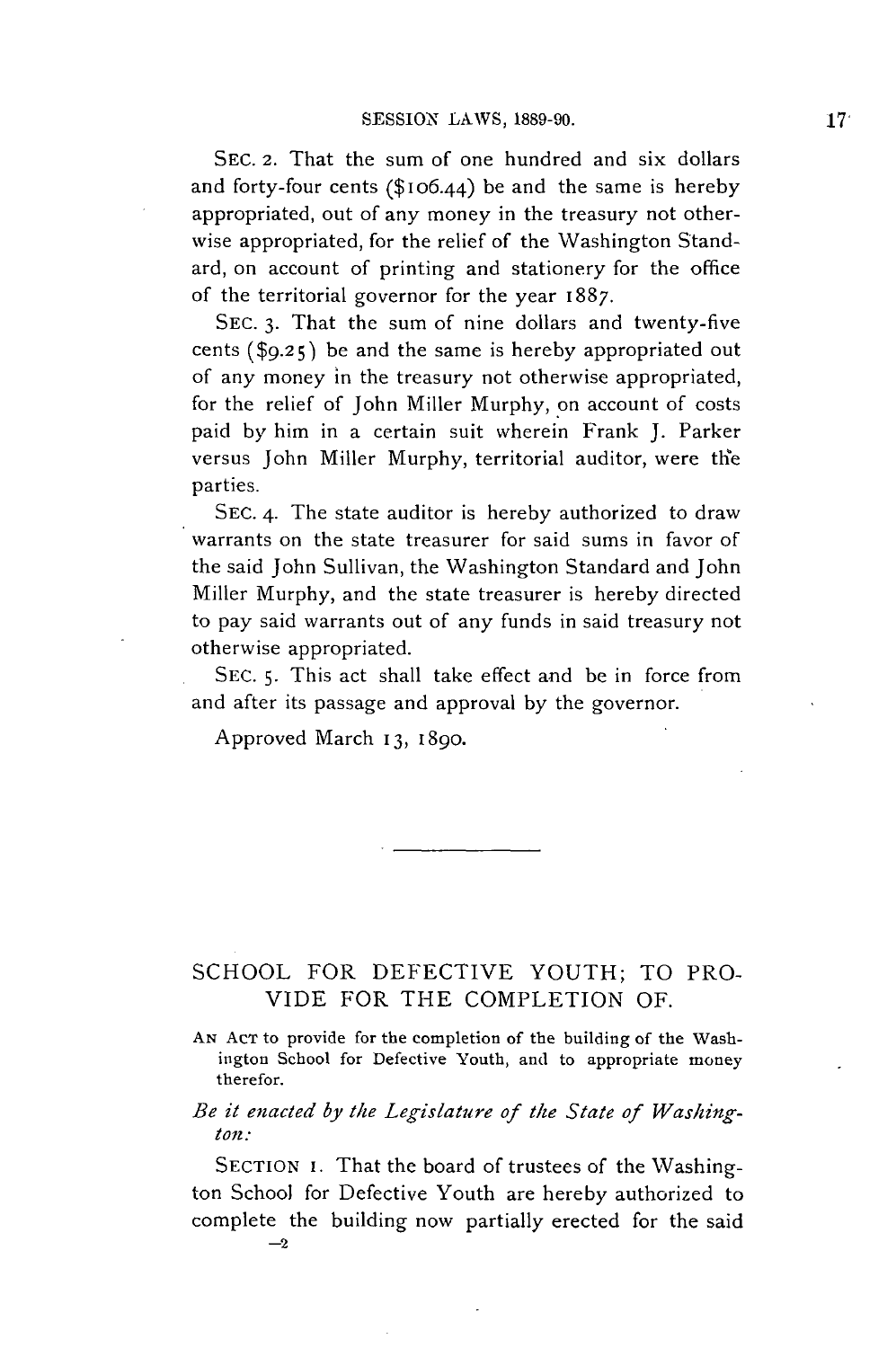SEC. 2. That the sum of one hundred and six dollars and forty-four cents ($106.44) be and the same is hereby appropriated, out of any money in the treasury not otherwise appropriated, for the relief of the Washington Standard, on account of printing and stationery for the office of the territorial governor for the year 1887.

SEC. 3. That the sum of nine dollars and twenty-five cents ($9.25) be and the same is hereby appropriated out of any money in the treasury not otherwise appropriated, for the relief of John Miller Murphy, on account of costs paid by him in a certain suit wherein Frank J. Parker versus John Miller Murphy, territorial auditor, were the parties.

SEC. 4. The state auditor is hereby authorized to draw warrants on the state treasurer for said sums in favor of the said John Sullivan, the Washington Standard and John Miller Murphy, and the state treasurer is hereby directed to pay said warrants out of any funds in said treasury not otherwise appropriated.

SEC. 5. This act shall take effect and be in force from and after its passage and approval by the governor.

Approved March 13, 1890.

---

## SCHOOL FOR DEFECTIVE YOUTH; TO PROVIDE FOR THE COMPLETION OF.

AN ACT to provide for the completion of the building of the Washington School for Defective Youth, and to appropriate money therefor.

*Be it enacted by the Legislature of the State of Washington:*

SECTION 1. That the board of trustees of the Washington School for Defective Youth are hereby authorized to complete the building now partially erected for the said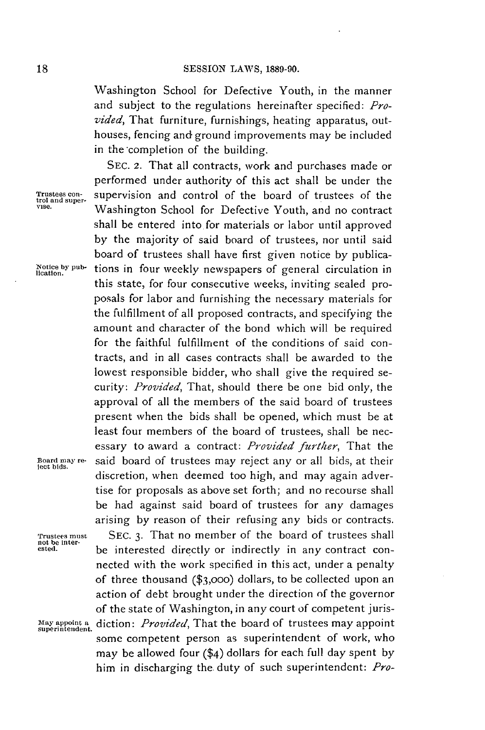Washington School for Defective Youth, in the manner and subject to the regulations hereinafter specified: *Provided*, That furniture, furnishings, heating apparatus, outhouses, fencing and ground improvements may be included in the completion of the building.

Trustees control and supervise.

SEC. 2. That all contracts, work and purchases made or performed under authority of this act shall be under the supervision and control of the board of trustees of the Washington School for Defective Youth, and no contract shall be entered into for materials or labor until approved by the majority of said board of trustees, nor until said board of trustees shall have first given notice by publications in four weekly newspapers of general circulation in this state, for four consecutive weeks, inviting sealed proposals for labor and furnishing the necessary materials for the fulfillment of all proposed contracts, and specifying the amount and character of the bond which will be required for the faithful fulfillment of the conditions of said contracts, and in all cases contracts shall be awarded to the lowest responsible bidder, who shall give the required security: *Provided*, That, should there be one bid only, the approval of all the members of the said board of trustees present when the bids shall be opened, which must be at least four members of the board of trustees, shall be necessary to award a contract: *Provided further*, That the said board of trustees may reject any or all bids, at their discretion, when deemed too high, and may again advertise for proposals as above set forth; and no recourse shall be had against said board of trustees for any damages arising by reason of their refusing any bids or contracts.

Notice by publication.

Board may reject bids.

Trustees must not be interested.

SEC. 3. That no member of the board of trustees shall be interested directly or indirectly in any contract connected with the work specified in this act, under a penalty of three thousand ($3,000) dollars, to be collected upon an action of debt brought under the direction of the governor of the state of Washington, in any court of competent jurisdiction: *Provided*, That the board of trustees may appoint some competent person as superintendent of work, who may be allowed four ($4) dollars for each full day spent by him in discharging the duty of such superintendent: *Pro-*

May appoint a superintendent.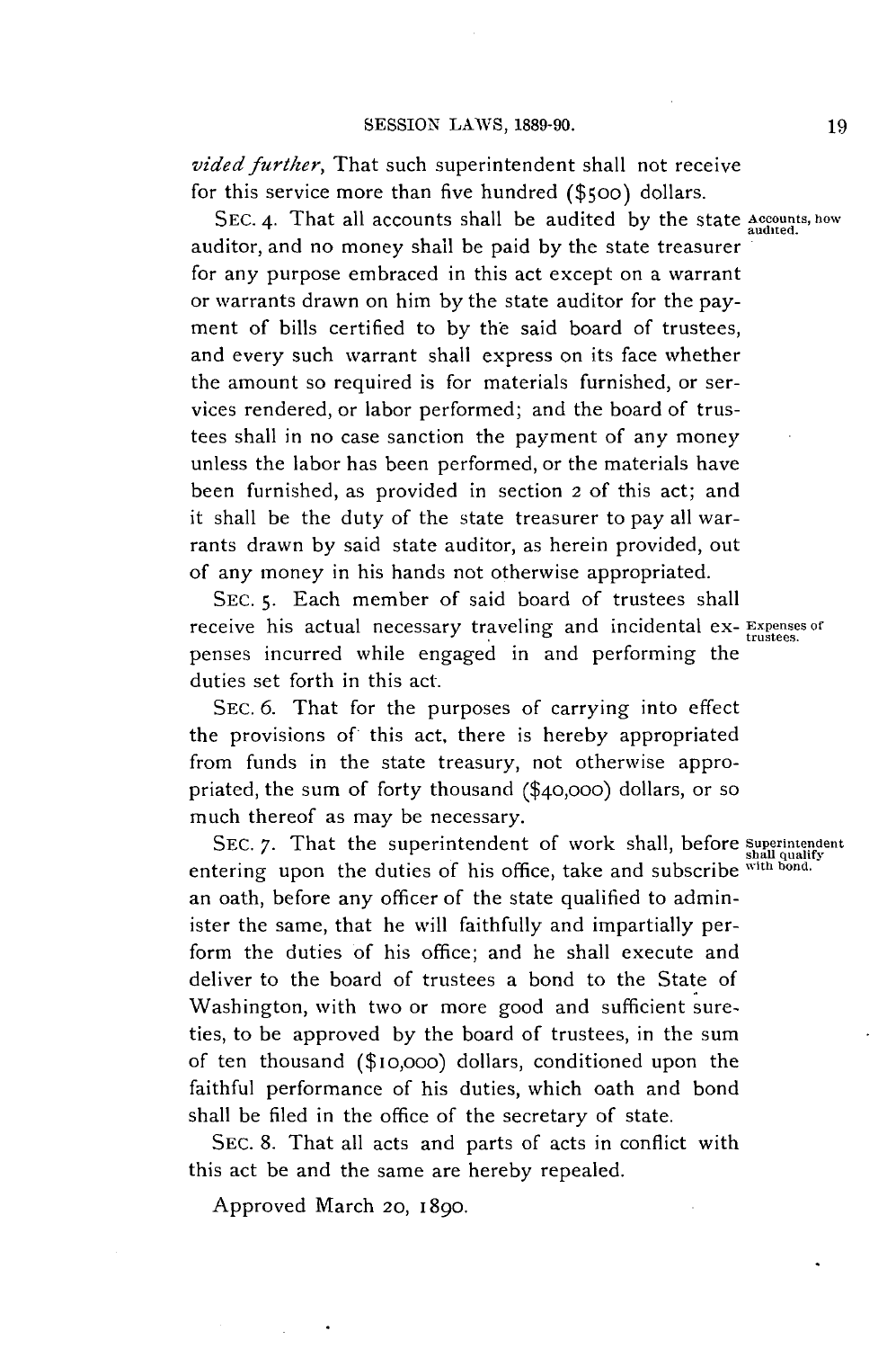*vided further*, That such superintendent shall not receive for this service more than five hundred ($500) dollars.

SEC. 4. That all accounts shall be audited by the state auditor, and no money shall be paid by the state treasurer for any purpose embraced in this act except on a warrant or warrants drawn on him by the state auditor for the payment of bills certified to by the said board of trustees, and every such warrant shall express on its face whether the amount so required is for materials furnished, or services rendered, or labor performed; and the board of trustees shall in no case sanction the payment of any money unless the labor has been performed, or the materials have been furnished, as provided in section 2 of this act; and it shall be the duty of the state treasurer to pay all warrants drawn by said state auditor, as herein provided, out of any money in his hands not otherwise appropriated.

Accounts, how audited.

SEC. 5. Each member of said board of trustees shall receive his actual necessary traveling and incidental expenses incurred while engaged in and performing the duties set forth in this act.

Expenses of trustees.

SEC. 6. That for the purposes of carrying into effect the provisions of this act, there is hereby appropriated from funds in the state treasury, not otherwise appropriated, the sum of forty thousand ($40,000) dollars, or so much thereof as may be necessary.

SEC. 7. That the superintendent of work shall, before entering upon the duties of his office, take and subscribe an oath, before any officer of the state qualified to administer the same, that he will faithfully and impartially perform the duties of his office; and he shall execute and deliver to the board of trustees a bond to the State of Washington, with two or more good and sufficient sureties, to be approved by the board of trustees, in the sum of ten thousand ($10,000) dollars, conditioned upon the faithful performance of his duties, which oath and bond shall be filed in the office of the secretary of state.

Superintendent shall qualify with bond.

SEC. 8. That all acts and parts of acts in conflict with this act be and the same are hereby repealed.

Approved March 20, 1890.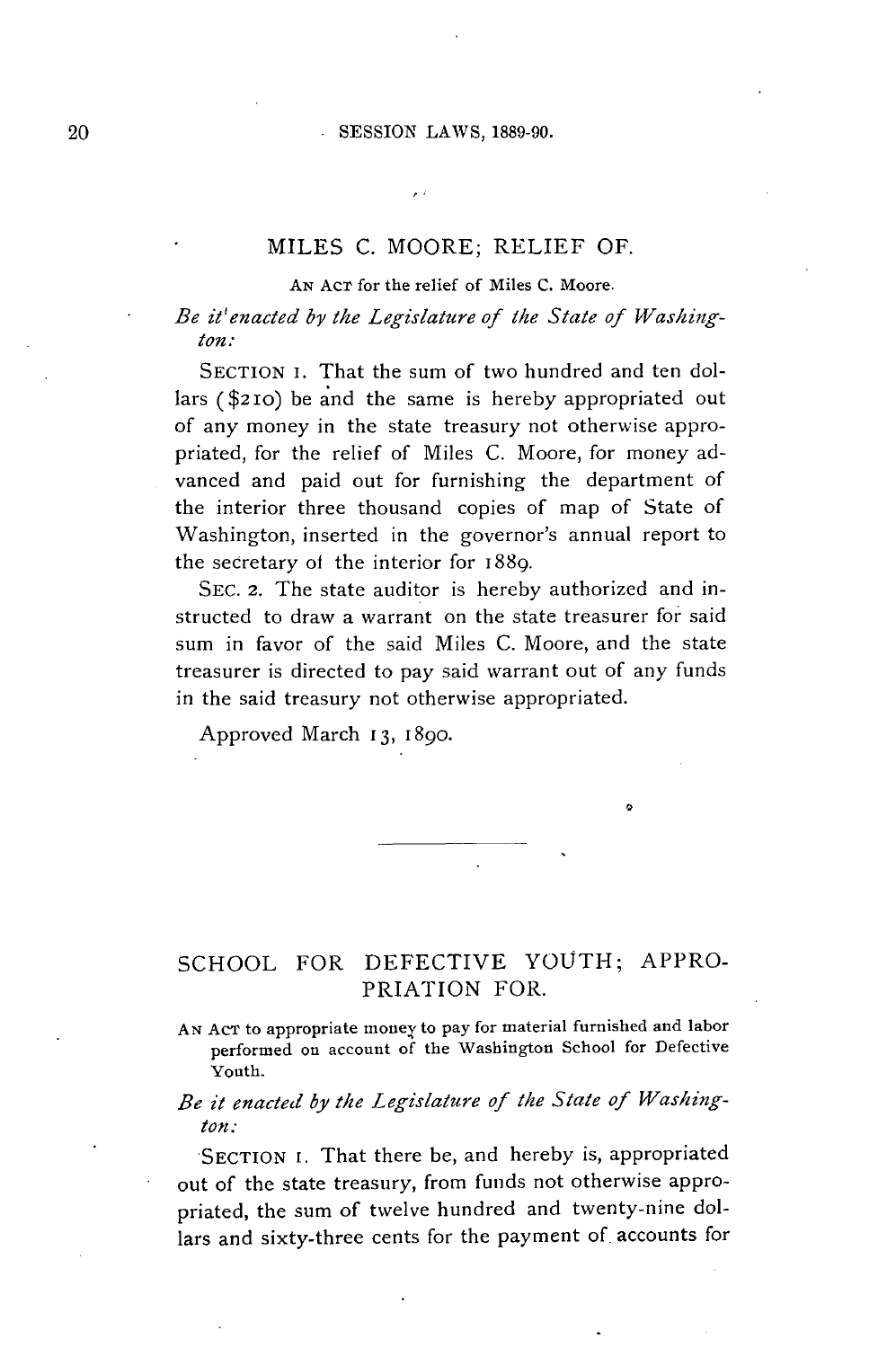## MILES C. MOORE; RELIEF OF.

AN ACT for the relief of Miles C. Moore.

*Be it enacted by the Legislature of the State of Washington:*

SECTION 1. That the sum of two hundred and ten dollars ($210) be and the same is hereby appropriated out of any money in the state treasury not otherwise appropriated, for the relief of Miles C. Moore, for money advanced and paid out for furnishing the department of the interior three thousand copies of map of State of Washington, inserted in the governor's annual report to the secretary of the interior for 1889.

SEC. 2. The state auditor is hereby authorized and instructed to draw a warrant on the state treasurer for said sum in favor of the said Miles C. Moore, and the state treasurer is directed to pay said warrant out of any funds in the said treasury not otherwise appropriated.

Approved March 13, 1890.

---

## SCHOOL FOR DEFECTIVE YOUTH; APPROPRIATION FOR.

AN ACT to appropriate money to pay for material furnished and labor performed on account of the Washington School for Defective Youth.

*Be it enacted by the Legislature of the State of Washington:*

SECTION 1. That there be, and hereby is, appropriated out of the state treasury, from funds not otherwise appropriated, the sum of twelve hundred and twenty-nine dollars and sixty-three cents for the payment of accounts for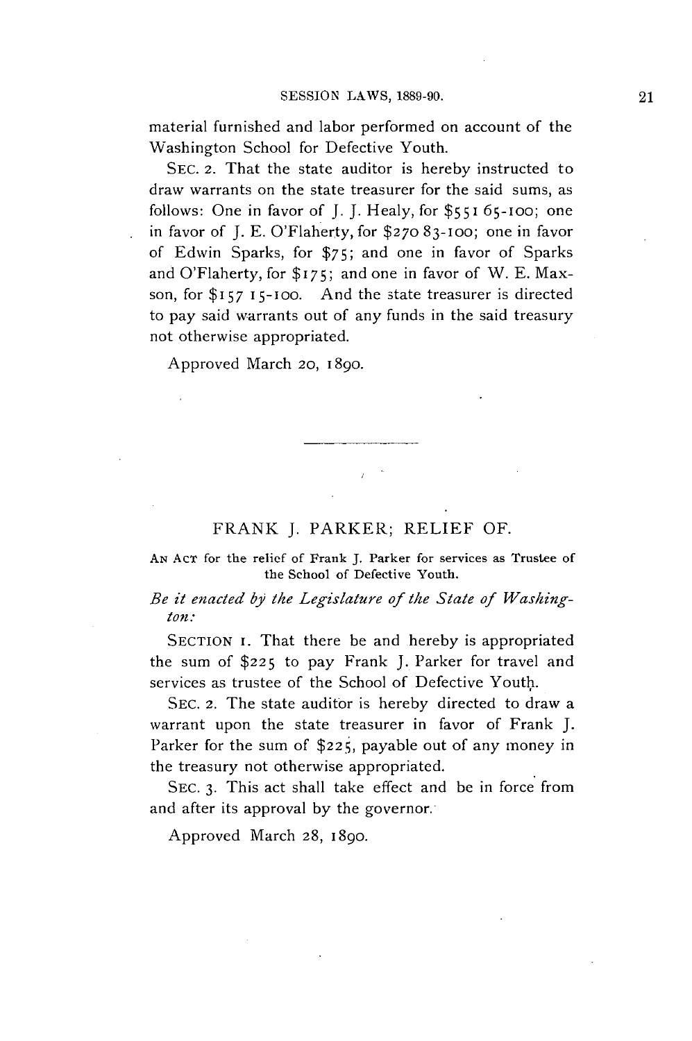material furnished and labor performed on account of the Washington School for Defective Youth.

SEC. 2. That the state auditor is hereby instructed to draw warrants on the state treasurer for the said sums, as follows: One in favor of J. J. Healy, for $551 65-100; one in favor of J. E. O'Flaherty, for $270 83-100; one in favor of Edwin Sparks, for $75; and one in favor of Sparks and O'Flaherty, for $175; and one in favor of W. E. Maxson, for $157 15-100. And the state treasurer is directed to pay said warrants out of any funds in the said treasury not otherwise appropriated.

Approved March 20, 1890.

---

## FRANK J. PARKER; RELIEF OF.

AN ACT for the relief of Frank J. Parker for services as Trustee of the School of Defective Youth.

*Be it enacted by the Legislature of the State of Washington:*

SECTION 1. That there be and hereby is appropriated the sum of $225 to pay Frank J. Parker for travel and services as trustee of the School of Defective Youth.

SEC. 2. The state auditor is hereby directed to draw a warrant upon the state treasurer in favor of Frank J. Parker for the sum of $225, payable out of any money in the treasury not otherwise appropriated.

SEC. 3. This act shall take effect and be in force from and after its approval by the governor.

Approved March 28, 1890.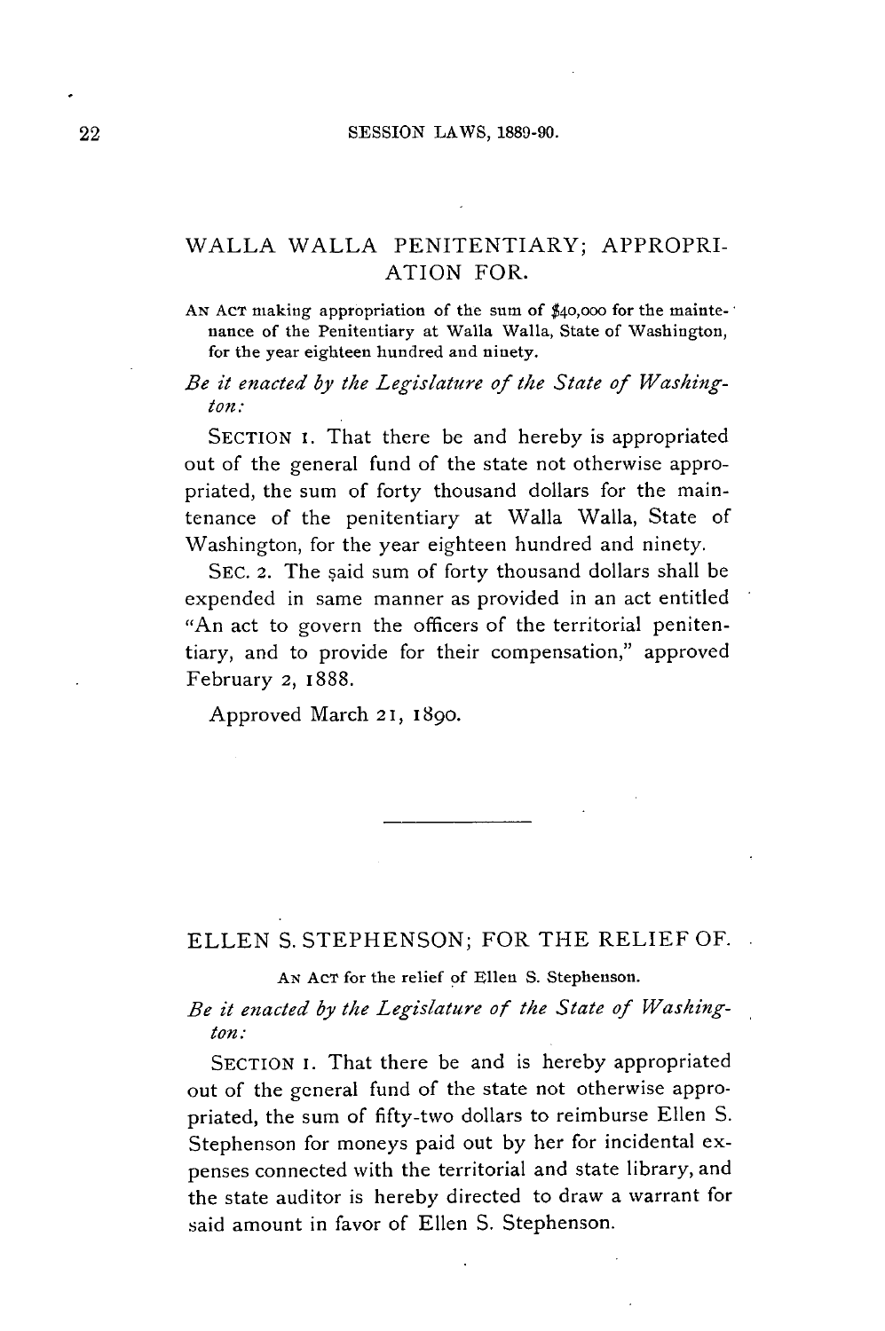## WALLA WALLA PENITENTIARY; APPROPRIATION FOR.

AN ACT making appropriation of the sum of $40,000 for the maintenance of the Penitentiary at Walla Walla, State of Washington, for the year eighteen hundred and ninety.

*Be it enacted by the Legislature of the State of Washington:*

SECTION 1. That there be and hereby is appropriated out of the general fund of the state not otherwise appropriated, the sum of forty thousand dollars for the maintenance of the penitentiary at Walla Walla, State of Washington, for the year eighteen hundred and ninety.

SEC. 2. The said sum of forty thousand dollars shall be expended in same manner as provided in an act entitled "An act to govern the officers of the territorial penitentiary, and to provide for their compensation," approved February 2, 1888.

Approved March 21, 1890.

---

## ELLEN S. STEPHENSON; FOR THE RELIEF OF.

AN ACT for the relief of Ellen S. Stephenson.

*Be it enacted by the Legislature of the State of Washington:*

SECTION 1. That there be and is hereby appropriated out of the general fund of the state not otherwise appropriated, the sum of fifty-two dollars to reimburse Ellen S. Stephenson for moneys paid out by her for incidental expenses connected with the territorial and state library, and the state auditor is hereby directed to draw a warrant for said amount in favor of Ellen S. Stephenson.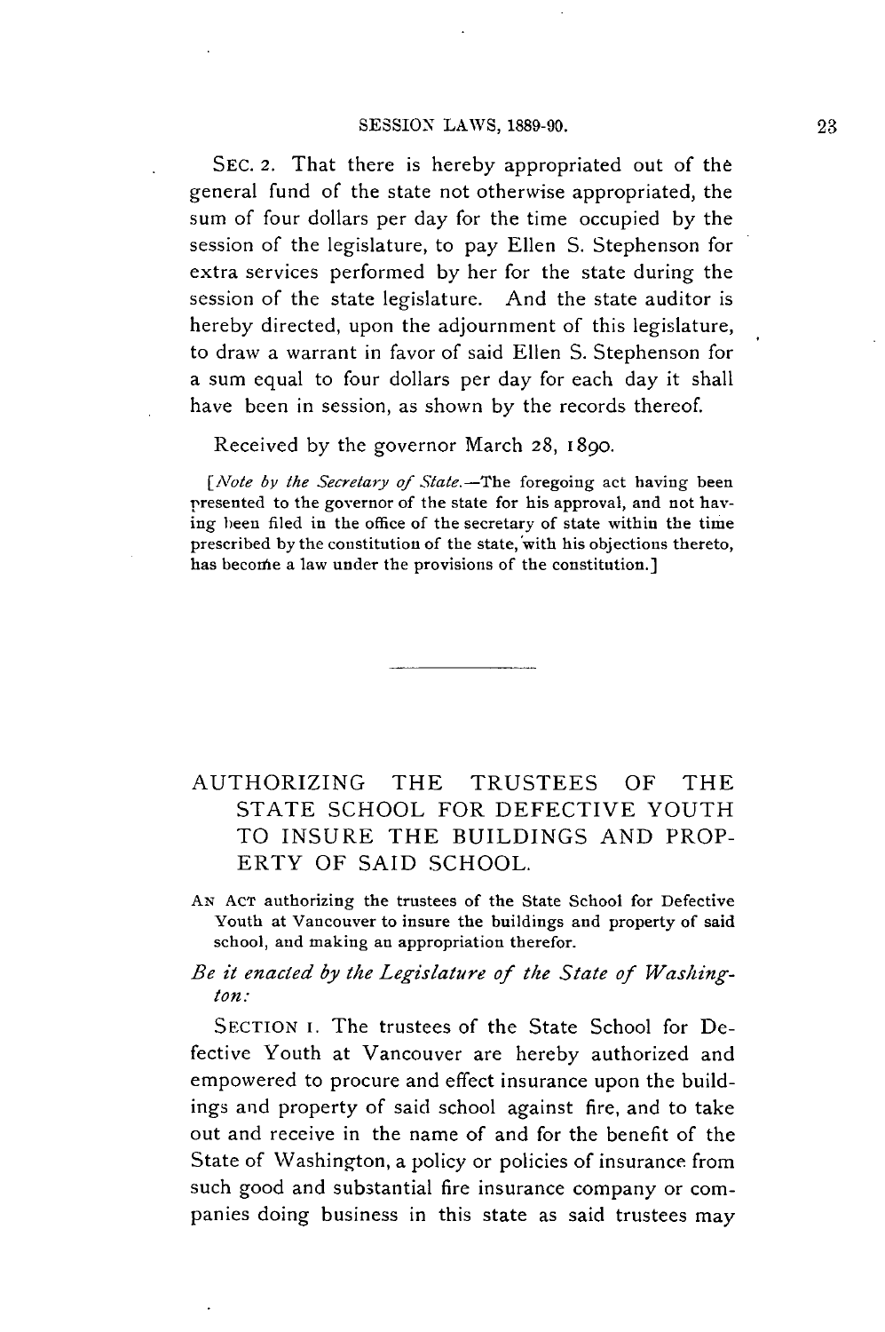SEC. 2. That there is hereby appropriated out of the general fund of the state not otherwise appropriated, the sum of four dollars per day for the time occupied by the session of the legislature, to pay Ellen S. Stephenson for extra services performed by her for the state during the session of the state legislature. And the state auditor is hereby directed, upon the adjournment of this legislature, to draw a warrant in favor of said Ellen S. Stephenson for a sum equal to four dollars per day for each day it shall have been in session, as shown by the records thereof.

Received by the governor March 28, 1890.

[*Note by the Secretary of State.*—The foregoing act having been presented to the governor of the state for his approval, and not having been filed in the office of the secretary of state within the time prescribed by the constitution of the state, with his objections thereto, has become a law under the provisions of the constitution.]

---

## AUTHORIZING THE TRUSTEES OF THE STATE SCHOOL FOR DEFECTIVE YOUTH TO INSURE THE BUILDINGS AND PROPERTY OF SAID SCHOOL.

AN ACT authorizing the trustees of the State School for Defective Youth at Vancouver to insure the buildings and property of said school, and making an appropriation therefor.

*Be it enacted by the Legislature of the State of Washington:*

SECTION 1. The trustees of the State School for Defective Youth at Vancouver are hereby authorized and empowered to procure and effect insurance upon the buildings and property of said school against fire, and to take out and receive in the name of and for the benefit of the State of Washington, a policy or policies of insurance from such good and substantial fire insurance company or companies doing business in this state as said trustees may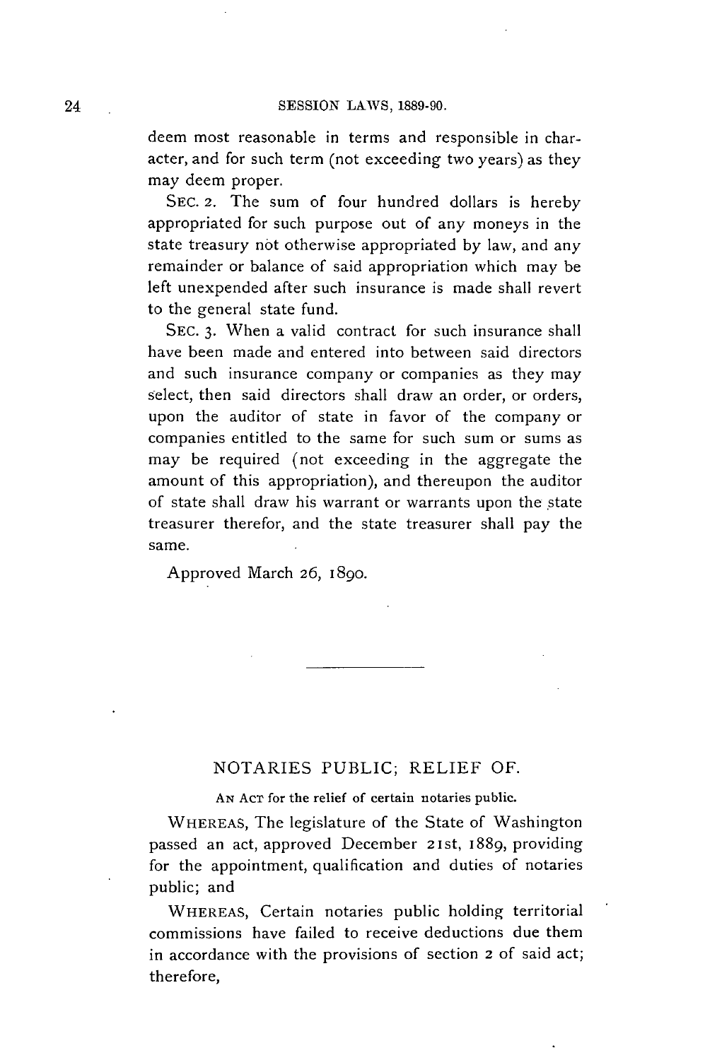deem most reasonable in terms and responsible in character, and for such term (not exceeding two years) as they may deem proper.

SEC. 2. The sum of four hundred dollars is hereby appropriated for such purpose out of any moneys in the state treasury not otherwise appropriated by law, and any remainder or balance of said appropriation which may be left unexpended after such insurance is made shall revert to the general state fund.

SEC. 3. When a valid contract for such insurance shall have been made and entered into between said directors and such insurance company or companies as they may select, then said directors shall draw an order, or orders, upon the auditor of state in favor of the company or companies entitled to the same for such sum or sums as may be required (not exceeding in the aggregate the amount of this appropriation), and thereupon the auditor of state shall draw his warrant or warrants upon the state treasurer therefor, and the state treasurer shall pay the same.

Approved March 26, 1890.

---

## NOTARIES PUBLIC; RELIEF OF.

AN ACT for the relief of certain notaries public.

WHEREAS, The legislature of the State of Washington passed an act, approved December 21st, 1889, providing for the appointment, qualification and duties of notaries public; and

WHEREAS, Certain notaries public holding territorial commissions have failed to receive deductions due them in accordance with the provisions of section 2 of said act; therefore,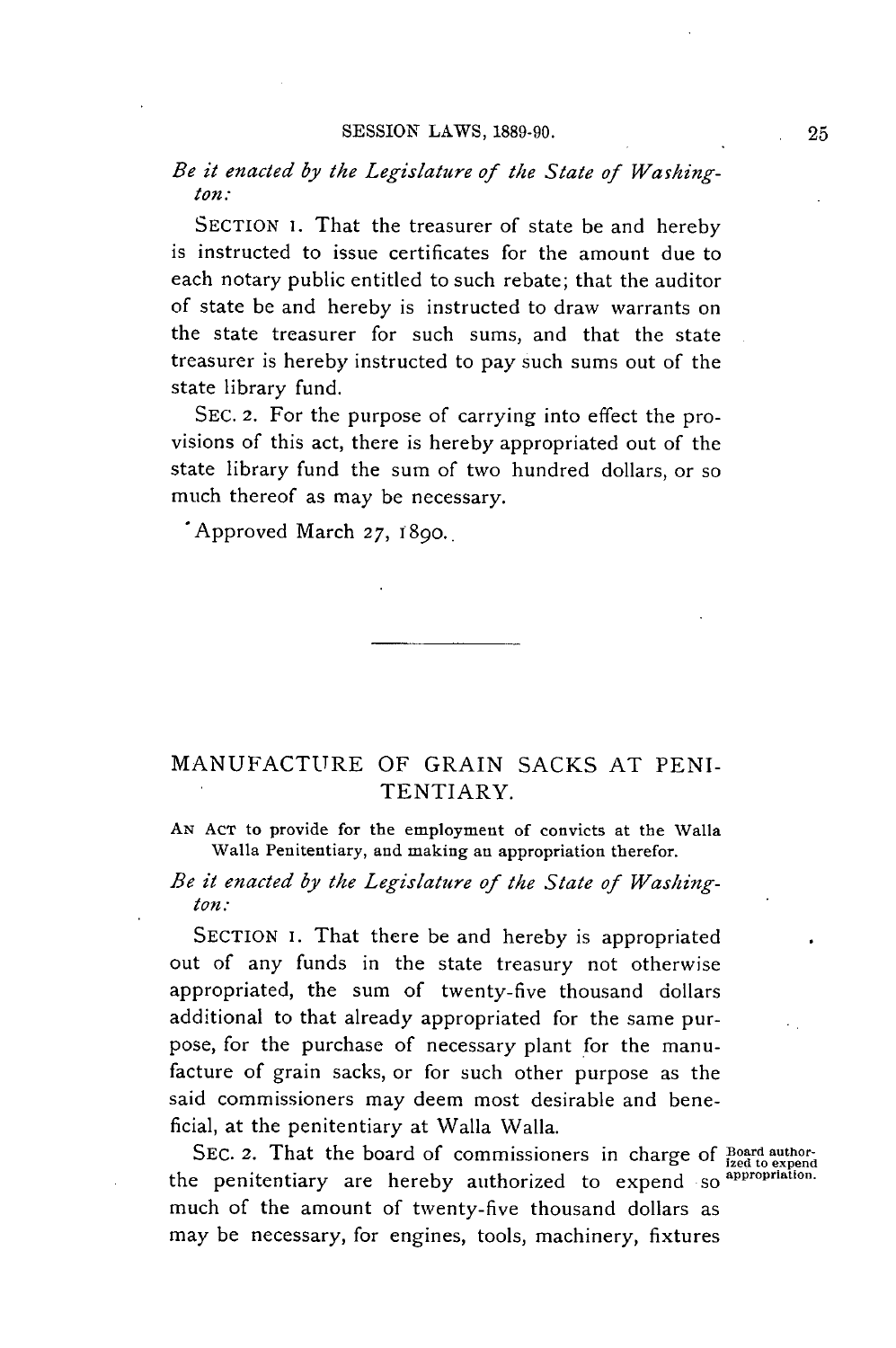*Be it enacted by the Legislature of the State of Washington:*

SECTION 1. That the treasurer of state be and hereby is instructed to issue certificates for the amount due to each notary public entitled to such rebate; that the auditor of state be and hereby is instructed to draw warrants on the state treasurer for such sums, and that the state treasurer is hereby instructed to pay such sums out of the state library fund.

SEC. 2. For the purpose of carrying into effect the provisions of this act, there is hereby appropriated out of the state library fund the sum of two hundred dollars, or so much thereof as may be necessary.

Approved March 27, 1890.

---

## MANUFACTURE OF GRAIN SACKS AT PENITENTIARY.

AN ACT to provide for the employment of convicts at the Walla Walla Penitentiary, and making an appropriation therefor.

*Be it enacted by the Legislature of the State of Washington:*

SECTION 1. That there be and hereby is appropriated out of any funds in the state treasury not otherwise appropriated, the sum of twenty-five thousand dollars additional to that already appropriated for the same purpose, for the purchase of necessary plant for the manufacture of grain sacks, or for such other purpose as the said commissioners may deem most desirable and beneficial, at the penitentiary at Walla Walla.

Board authorized to expend appropriation.

SEC. 2. That the board of commissioners in charge of the penitentiary are hereby authorized to expend so much of the amount of twenty-five thousand dollars as may be necessary, for engines, tools, machinery, fixtures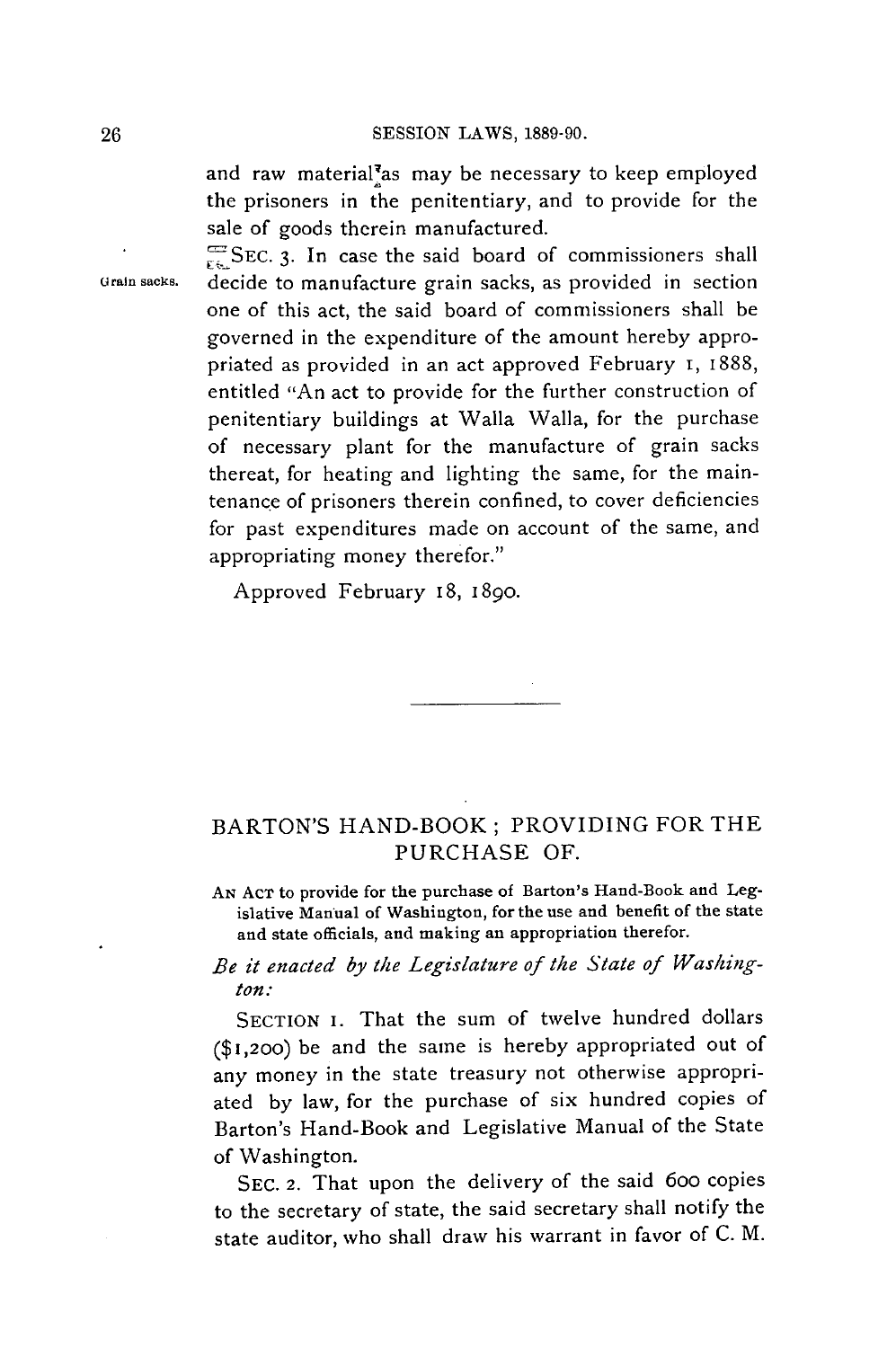and raw material as may be necessary to keep employed the prisoners in the penitentiary, and to provide for the sale of goods therein manufactured.

Grain sacks.

SEC. 3. In case the said board of commissioners shall decide to manufacture grain sacks, as provided in section one of this act, the said board of commissioners shall be governed in the expenditure of the amount hereby appropriated as provided in an act approved February 1, 1888, entitled "An act to provide for the further construction of penitentiary buildings at Walla Walla, for the purchase of necessary plant for the manufacture of grain sacks thereat, for heating and lighting the same, for the maintenance of prisoners therein confined, to cover deficiencies for past expenditures made on account of the same, and appropriating money therefor."

Approved February 18, 1890.

---

## BARTON'S HAND-BOOK; PROVIDING FOR THE PURCHASE OF.

AN ACT to provide for the purchase of Barton's Hand-Book and Legislative Manual of Washington, for the use and benefit of the state and state officials, and making an appropriation therefor.

*Be it enacted by the Legislature of the State of Washington:*

SECTION 1. That the sum of twelve hundred dollars ($1,200) be and the same is hereby appropriated out of any money in the state treasury not otherwise appropriated by law, for the purchase of six hundred copies of Barton's Hand-Book and Legislative Manual of the State of Washington.

SEC. 2. That upon the delivery of the said 600 copies to the secretary of state, the said secretary shall notify the state auditor, who shall draw his warrant in favor of C. M.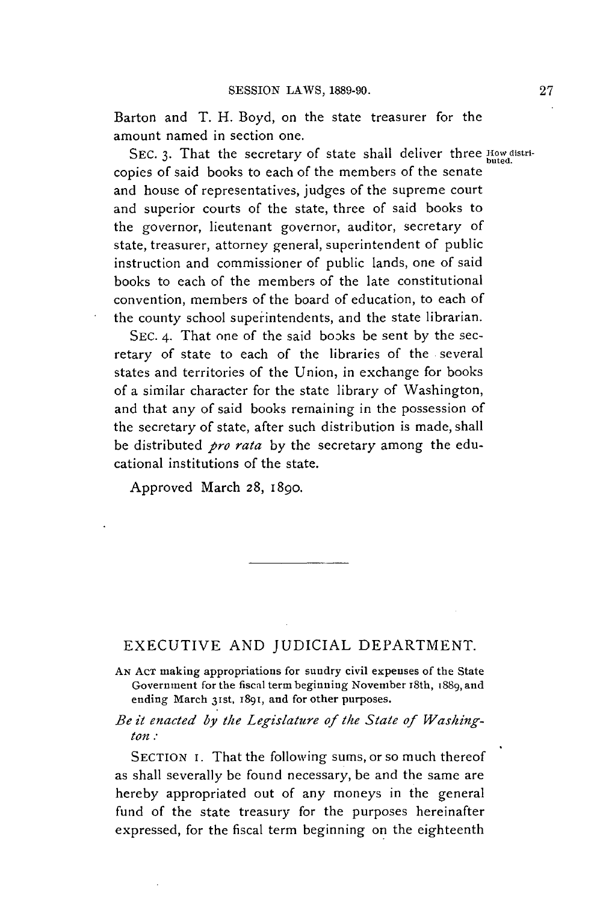Barton and T. H. Boyd, on the state treasurer for the amount named in section one.

SEC. 3. That the secretary of state shall deliver three copies of said books to each of the members of the senate and house of representatives, judges of the supreme court and superior courts of the state, three of said books to the governor, lieutenant governor, auditor, secretary of state, treasurer, attorney general, superintendent of public instruction and commissioner of public lands, one of said books to each of the members of the late constitutional convention, members of the board of education, to each of the county school superintendents, and the state librarian.

How distributed.

SEC. 4. That one of the said books be sent by the secretary of state to each of the libraries of the several states and territories of the Union, in exchange for books of a similar character for the state library of Washington, and that any of said books remaining in the possession of the secretary of state, after such distribution is made, shall be distributed *pro rata* by the secretary among the educational institutions of the state.

Approved March 28, 1890.

---

## EXECUTIVE AND JUDICIAL DEPARTMENT.

AN ACT making appropriations for sundry civil expenses of the State Government for the fiscal term beginning November 18th, 1889, and ending March 31st, 1891, and for other purposes.

*Be it enacted by the Legislature of the State of Washington:*

SECTION 1. That the following sums, or so much thereof as shall severally be found necessary, be and the same are hereby appropriated out of any moneys in the general fund of the state treasury for the purposes hereinafter expressed, for the fiscal term beginning on the eighteenth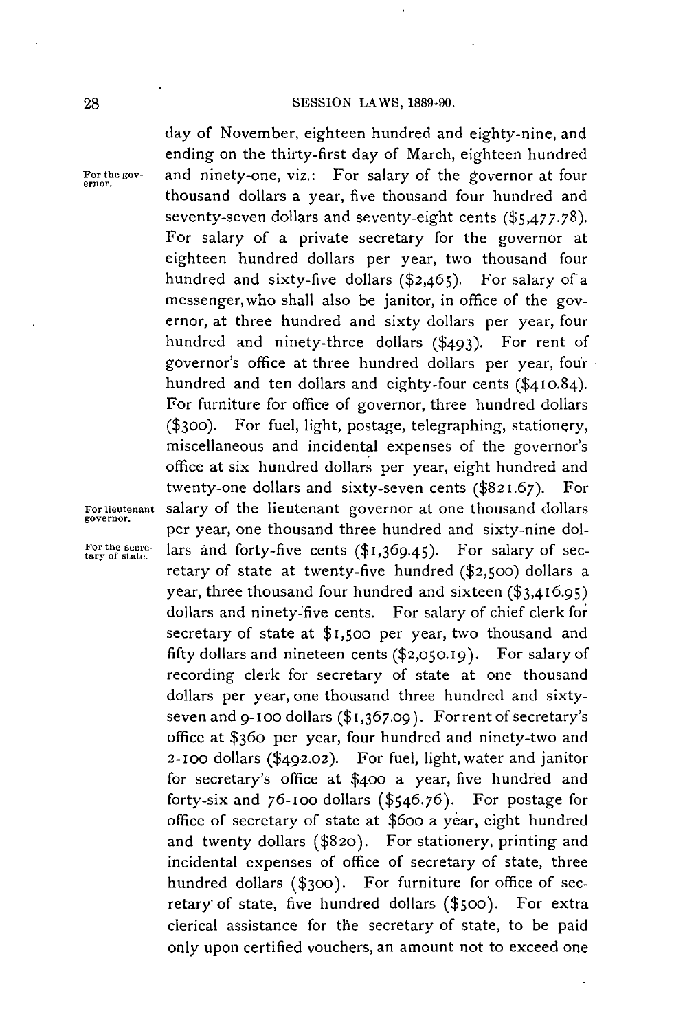day of November, eighteen hundred and eighty-nine, and ending on the thirty-first day of March, eighteen hundred and ninety-one, viz.: For salary of the governor at four thousand dollars a year, five thousand four hundred and seventy-seven dollars and seventy-eight cents ($5,477.78). For salary of a private secretary for the governor at eighteen hundred dollars per year, two thousand four hundred and sixty-five dollars ($2,465). For salary of a messenger, who shall also be janitor, in office of the governor, at three hundred and sixty dollars per year, four hundred and ninety-three dollars ($493). For rent of governor's office at three hundred dollars per year, four hundred and ten dollars and eighty-four cents ($410.84). For furniture for office of governor, three hundred dollars ($300). For fuel, light, postage, telegraphing, stationery, miscellaneous and incidental expenses of the governor's office at six hundred dollars per year, eight hundred and twenty-one dollars and sixty-seven cents ($821.67). For salary of the lieutenant governor at one thousand dollars per year, one thousand three hundred and sixty-nine dollars and forty-five cents ($1,369.45). For salary of secretary of state at twenty-five hundred ($2,500) dollars a year, three thousand four hundred and sixteen ($3,416.95) dollars and ninety-five cents. For salary of chief clerk for secretary of state at $1,500 per year, two thousand and fifty dollars and nineteen cents ($2,050.19). For salary of recording clerk for secretary of state at one thousand dollars per year, one thousand three hundred and sixty-seven and 9-100 dollars ($1,367.09). For rent of secretary's office at $360 per year, four hundred and ninety-two and 2-100 dollars ($492.02). For fuel, light, water and janitor for secretary's office at $400 a year, five hundred and forty-six and 76-100 dollars ($546.76). For postage for office of secretary of state at $600 a year, eight hundred and twenty dollars ($820). For stationery, printing and incidental expenses of office of secretary of state, three hundred dollars ($300). For furniture for office of secretary of state, five hundred dollars ($500). For extra clerical assistance for the secretary of state, to be paid only upon certified vouchers, an amount not to exceed one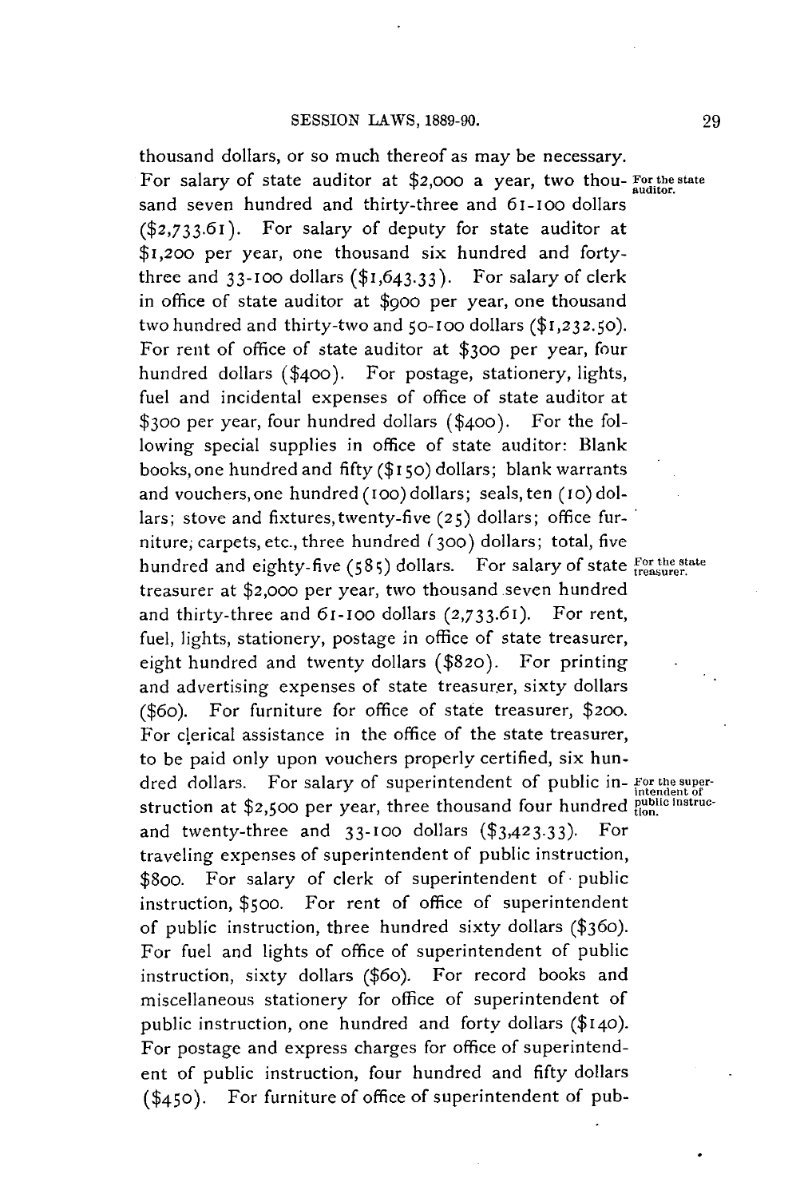thousand dollars, or so much thereof as may be necessary. For salary of state auditor at $2,000 a year, two thousand seven hundred and thirty-three and 61-100 dollars ($2,733.61). For salary of deputy for state auditor at $1,200 per year, one thousand six hundred and forty-three and 33-100 dollars ($1,643.33). For salary of clerk in office of state auditor at $900 per year, one thousand two hundred and thirty-two and 50-100 dollars ($1,232.50). For rent of office of state auditor at $300 per year, four hundred dollars ($400). For postage, stationery, lights, fuel and incidental expenses of office of state auditor at $300 per year, four hundred dollars ($400). For the following special supplies in office of state auditor: Blank books, one hundred and fifty ($150) dollars; blank warrants and vouchers, one hundred (100) dollars; seals, ten (10) dollars; stove and fixtures, twenty-five (25) dollars; office furniture, carpets, etc., three hundred (300) dollars; total, five hundred and eighty-five (585) dollars.

*For the state auditor.*

For salary of state treasurer at $2,000 per year, two thousand seven hundred and thirty-three and 61-100 dollars (2,733.61). For rent, fuel, lights, stationery, postage in office of state treasurer, eight hundred and twenty dollars ($820). For printing and advertising expenses of state treasurer, sixty dollars ($60). For furniture for office of state treasurer, $200. For clerical assistance in the office of the state treasurer, to be paid only upon vouchers properly certified, six hundred dollars.

*For the state treasurer.*

For salary of superintendent of public instruction at $2,500 per year, three thousand four hundred and twenty-three and 33-100 dollars ($3,423.33). For traveling expenses of superintendent of public instruction, $800. For salary of clerk of superintendent of public instruction, $500. For rent of office of superintendent of public instruction, three hundred sixty dollars ($360). For fuel and lights of office of superintendent of public instruction, sixty dollars ($60). For record books and miscellaneous stationery for office of superintendent of public instruction, one hundred and forty dollars ($140). For postage and express charges for office of superintendent of public instruction, four hundred and fifty dollars ($450). For furniture of office of superintendent of pub-

*For the superintendent of public instruction.*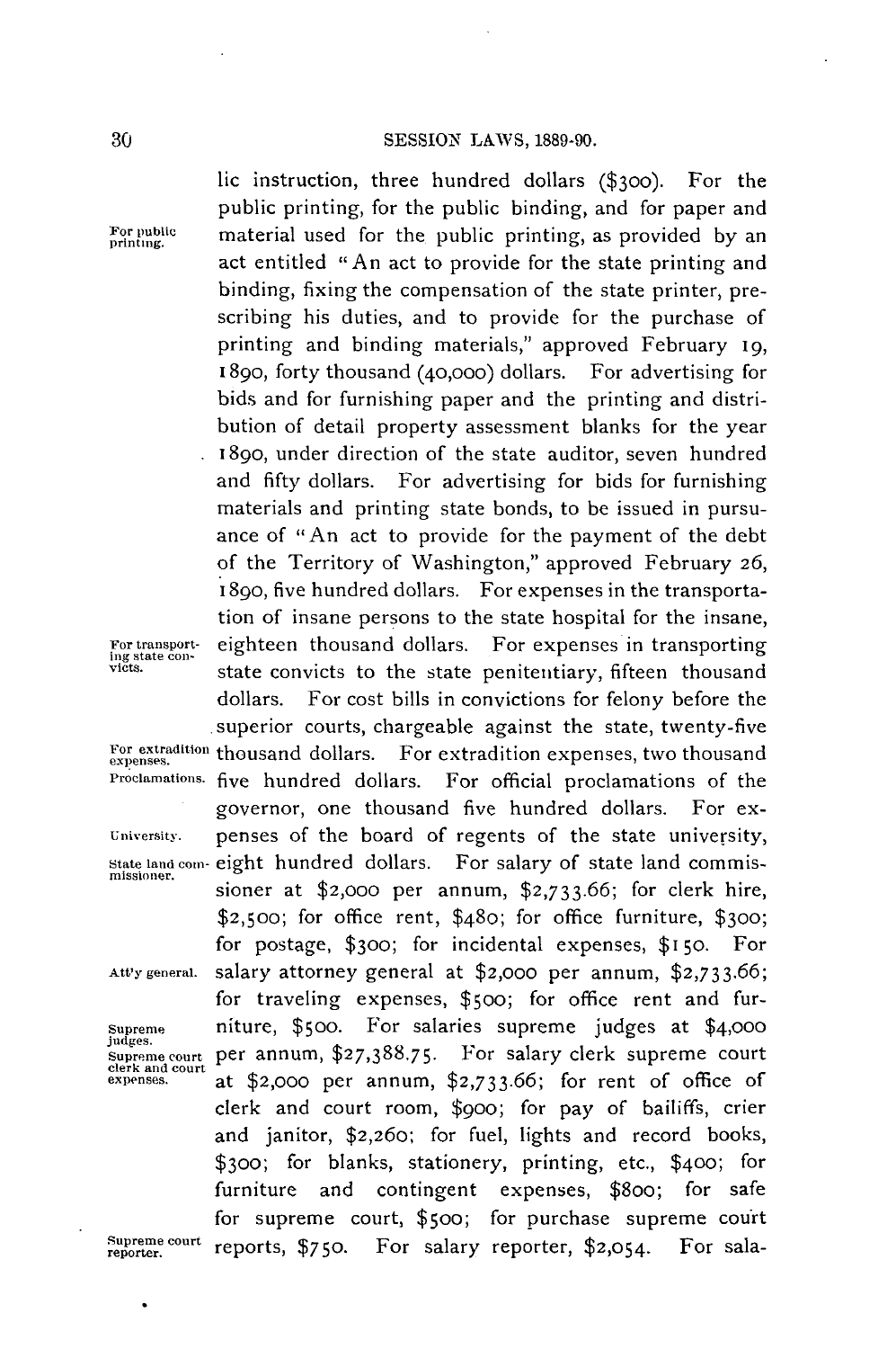lic instruction, three hundred dollars ($300). For the public printing, for the public binding, and for paper and material used for the public printing, as provided by an act entitled "An act to provide for the state printing and binding, fixing the compensation of the state printer, prescribing his duties, and to provide for the purchase of printing and binding materials," approved February 19, 1890, forty thousand (40,000) dollars. For advertising for bids and for furnishing paper and the printing and distribution of detail property assessment blanks for the year 1890, under direction of the state auditor, seven hundred and fifty dollars. For advertising for bids for furnishing materials and printing state bonds, to be issued in pursuance of "An act to provide for the payment of the debt of the Territory of Washington," approved February 26, 1890, five hundred dollars. For expenses in the transportation of insane persons to the state hospital for the insane, eighteen thousand dollars. For expenses in transporting state convicts to the state penitentiary, fifteen thousand dollars. For cost bills in convictions for felony before the superior courts, chargeable against the state, twenty-five thousand dollars. For extradition expenses, two thousand five hundred dollars. For official proclamations of the governor, one thousand five hundred dollars. For expenses of the board of regents of the state university, eight hundred dollars. For salary of state land commissioner at $2,000 per annum, $2,733.66; for clerk hire, $2,500; for office rent, $480; for office furniture, $300; for postage, $300; for incidental expenses, $150. For salary attorney general at $2,000 per annum, $2,733.66; for traveling expenses, $500; for office rent and furniture, $500. For salaries supreme judges at $4,000 per annum, $27,388.75. For salary clerk supreme court at $2,000 per annum, $2,733.66; for rent of office of clerk and court room, $900; for pay of bailiffs, crier and janitor, $2,260; for fuel, lights and record books, $300; for blanks, stationery, printing, etc., $400; for furniture and contingent expenses, $800; for safe for supreme court, $500; for purchase supreme court reports, $750. For salary reporter, $2,054. For sala-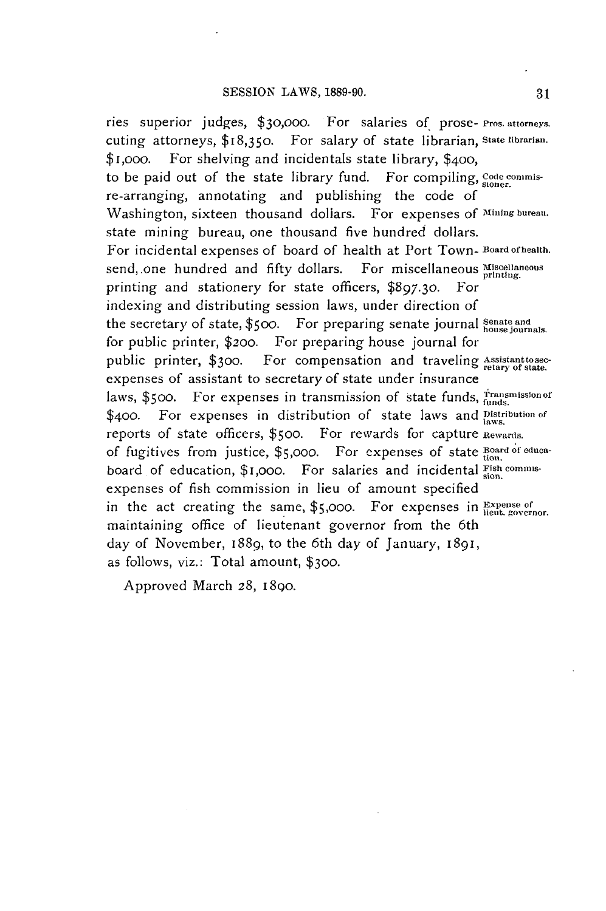ries superior judges, $30,000. For salaries of prosecuting attorneys, $18,350. For salary of state librarian, $1,000. For shelving and incidentals state library, $400, to be paid out of the state library fund. For compiling, re-arranging, annotating and publishing the code of Washington, sixteen thousand dollars. For expenses of state mining bureau, one thousand five hundred dollars. For incidental expenses of board of health at Port Townsend, one hundred and fifty dollars. For miscellaneous printing and stationery for state officers, $897.30. For indexing and distributing session laws, under direction of the secretary of state, $500. For preparing senate journal for public printer, $200. For preparing house journal for public printer, $300. For compensation and traveling expenses of assistant to secretary of state under insurance laws, $500. For expenses in transmission of state funds, $400. For expenses in distribution of state laws and reports of state officers, $500. For rewards for capture of fugitives from justice, $5,000. For expenses of state board of education, $1,000. For salaries and incidental expenses of fish commission in lieu of amount specified in the act creating the same, $5,000. For expenses in maintaining office of lieutenant governor from the 6th day of November, 1889, to the 6th day of January, 1891, as follows, viz.: Total amount, $300.

Pros. attorneys. State librarian. Code commissioner. Mining bureau. Board of health. Miscellaneous printing. Senate and house journals. Assistant to secretary of state. Transmission of funds. Distribution of laws. Rewards. Board of education. Fish commission. Expense of lieut. governor.

Approved March 28, 1890.